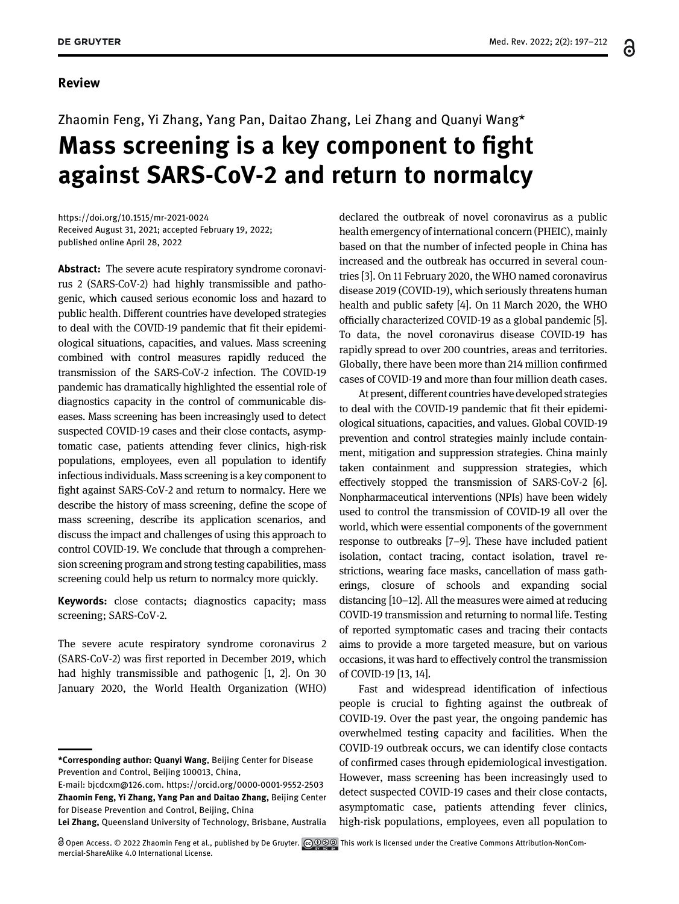Review

Zhaomin Feng, Yi Zhang, Yang Pan, Daitao Zhang, Lei Zhang and Quanyi Wang*

# Mass screening is a key component to fight against SARS-CoV-2 and return to normalcy

https://doi.org/10.1515/mr-2021-0024
Received August 31, 2021; accepted February 19, 2022;
published online April 28, 2022

**Abstract:** The severe acute respiratory syndrome coronavirus 2 (SARS-CoV-2) had highly transmissible and pathogenic, which caused serious economic loss and hazard to public health. Different countries have developed strategies to deal with the COVID-19 pandemic that fit their epidemiological situations, capacities, and values. Mass screening combined with control measures rapidly reduced the transmission of the SARS-CoV-2 infection. The COVID-19 pandemic has dramatically highlighted the essential role of diagnostics capacity in the control of communicable diseases. Mass screening has been increasingly used to detect suspected COVID-19 cases and their close contacts, asymptomatic case, patients attending fever clinics, high-risk populations, employees, even all population to identify infectious individuals. Mass screening is a key component to fight against SARS-CoV-2 and return to normalcy. Here we describe the history of mass screening, define the scope of mass screening, describe its application scenarios, and discuss the impact and challenges of using this approach to control COVID-19. We conclude that through a comprehension screening program and strong testing capabilities, mass screening could help us return to normalcy more quickly.

**Keywords:** close contacts; diagnostics capacity; mass screening; SARS-CoV-2.

The severe acute respiratory syndrome coronavirus 2 (SARS-CoV-2) was first reported in December 2019, which had highly transmissible and pathogenic [1, 2]. On 30 January 2020, the World Health Organization (WHO) declared the outbreak of novel coronavirus as a public health emergency of international concern (PHEIC), mainly based on that the number of infected people in China has increased and the outbreak has occurred in several countries [3]. On 11 February 2020, the WHO named coronavirus disease 2019 (COVID-19), which seriously threatens human health and public safety [4]. On 11 March 2020, the WHO officially characterized COVID-19 as a global pandemic [5]. To data, the novel coronavirus disease COVID-19 has rapidly spread to over 200 countries, areas and territories. Globally, there have been more than 214 million confirmed cases of COVID-19 and more than four million death cases.

At present, different countries have developed strategies to deal with the COVID-19 pandemic that fit their epidemiological situations, capacities, and values. Global COVID-19 prevention and control strategies mainly include containment, mitigation and suppression strategies. China mainly taken containment and suppression strategies, which effectively stopped the transmission of SARS-CoV-2 [6]. Nonpharmaceutical interventions (NPIs) have been widely used to control the transmission of COVID-19 all over the world, which were essential components of the government response to outbreaks [7–9]. These have included patient isolation, contact tracing, contact isolation, travel restrictions, wearing face masks, cancellation of mass gatherings, closure of schools and expanding social distancing [10–12]. All the measures were aimed at reducing COVID-19 transmission and returning to normal life. Testing of reported symptomatic cases and tracing their contacts aims to provide a more targeted measure, but on various occasions, it was hard to effectively control the transmission of COVID-19 [13, 14].

Fast and widespread identification of infectious people is crucial to fighting against the outbreak of COVID-19. Over the past year, the ongoing pandemic has overwhelmed testing capacity and facilities. When the COVID-19 outbreak occurs, we can identify close contacts of confirmed cases through epidemiological investigation. However, mass screening has been increasingly used to detect suspected COVID-19 cases and their close contacts, asymptomatic case, patients attending fever clinics, high-risk populations, employees, even all population to

---

***Corresponding author: Quanyi Wang**, Beijing Center for Disease Prevention and Control, Beijing 100013, China, E-mail: bjcdcxm@126.com. https://orcid.org/0000-0001-9552-2503
**Zhaomin Feng, Yi Zhang, Yang Pan and Daitao Zhang**, Beijing Center for Disease Prevention and Control, Beijing, China
**Lei Zhang**, Queensland University of Technology, Brisbane, Australia

Open Access. © 2022 Zhaomin Feng et al., published by De Gruyter. This work is licensed under the Creative Commons Attribution-NonCommercial-ShareAlike 4.0 International License.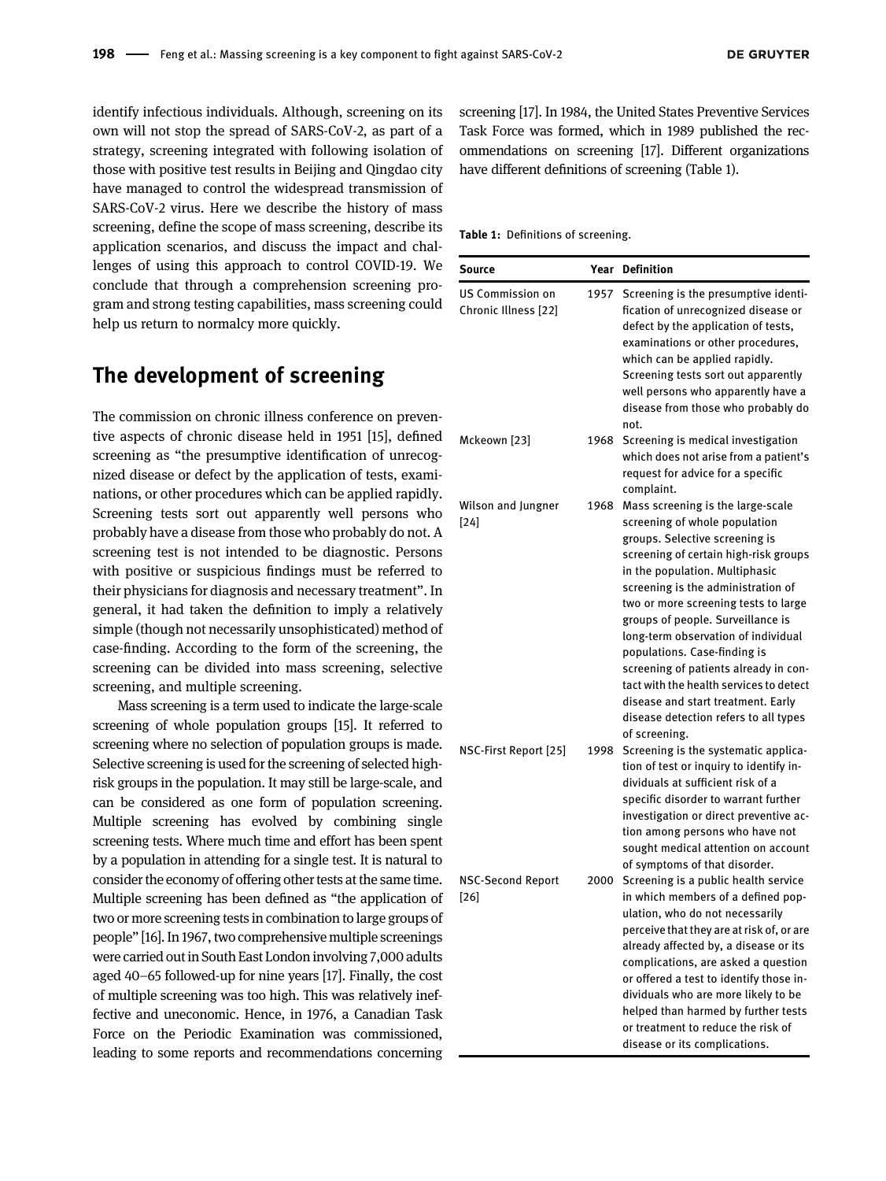identify infectious individuals. Although, screening on its own will not stop the spread of SARS-CoV-2, as part of a strategy, screening integrated with following isolation of those with positive test results in Beijing and Qingdao city have managed to control the widespread transmission of SARS-CoV-2 virus. Here we describe the history of mass screening, define the scope of mass screening, describe its application scenarios, and discuss the impact and challenges of using this approach to control COVID-19. We conclude that through a comprehension screening program and strong testing capabilities, mass screening could help us return to normalcy more quickly.

## The development of screening

The commission on chronic illness conference on preventive aspects of chronic disease held in 1951 [15], defined screening as "the presumptive identification of unrecognized disease or defect by the application of tests, examinations, or other procedures which can be applied rapidly. Screening tests sort out apparently well persons who probably have a disease from those who probably do not. A screening test is not intended to be diagnostic. Persons with positive or suspicious findings must be referred to their physicians for diagnosis and necessary treatment". In general, it had taken the definition to imply a relatively simple (though not necessarily unsophisticated) method of case-finding. According to the form of the screening, the screening can be divided into mass screening, selective screening, and multiple screening.

Mass screening is a term used to indicate the large-scale screening of whole population groups [15]. It referred to screening where no selection of population groups is made. Selective screening is used for the screening of selected high-risk groups in the population. It may still be large-scale, and can be considered as one form of population screening. Multiple screening has evolved by combining single screening tests. Where much time and effort has been spent by a population in attending for a single test. It is natural to consider the economy of offering other tests at the same time. Multiple screening has been defined as "the application of two or more screening tests in combination to large groups of people" [16]. In 1967, two comprehensive multiple screenings were carried out in South East London involving 7,000 adults aged 40–65 followed-up for nine years [17]. Finally, the cost of multiple screening was too high. This was relatively ineffective and uneconomic. Hence, in 1976, a Canadian Task Force on the Periodic Examination was commissioned, leading to some reports and recommendations concerning screening [17]. In 1984, the United States Preventive Services Task Force was formed, which in 1989 published the recommendations on screening [17]. Different organizations have different definitions of screening (Table 1).

**Table 1:** Definitions of screening.

| Source | Year | Definition |
|---|---|---|
| US Commission on Chronic Illness [22] | 1957 | Screening is the presumptive identification of unrecognized disease or defect by the application of tests, examinations or other procedures, which can be applied rapidly. Screening tests sort out apparently well persons who apparently have a disease from those who probably do not. |
| Mckeown [23] | 1968 | Screening is medical investigation which does not arise from a patient's request for advice for a specific complaint. |
| Wilson and Jungner [24] | 1968 | Mass screening is the large-scale screening of whole population groups. Selective screening is screening of certain high-risk groups in the population. Multiphasic screening is the administration of two or more screening tests to large groups of people. Surveillance is long-term observation of individual populations. Case-finding is screening of patients already in contact with the health services to detect disease and start treatment. Early disease detection refers to all types of screening. |
| NSC-First Report [25] | 1998 | Screening is the systematic application of test or inquiry to identify individuals at sufficient risk of a specific disorder to warrant further investigation or direct preventive action among persons who have not sought medical attention on account of symptoms of that disorder. |
| NSC-Second Report [26] | 2000 | Screening is a public health service in which members of a defined population, who do not necessarily perceive that they are at risk of, or are already affected by, a disease or its complications, are asked a question or offered a test to identify those individuals who are more likely to be helped than harmed by further tests or treatment to reduce the risk of disease or its complications. |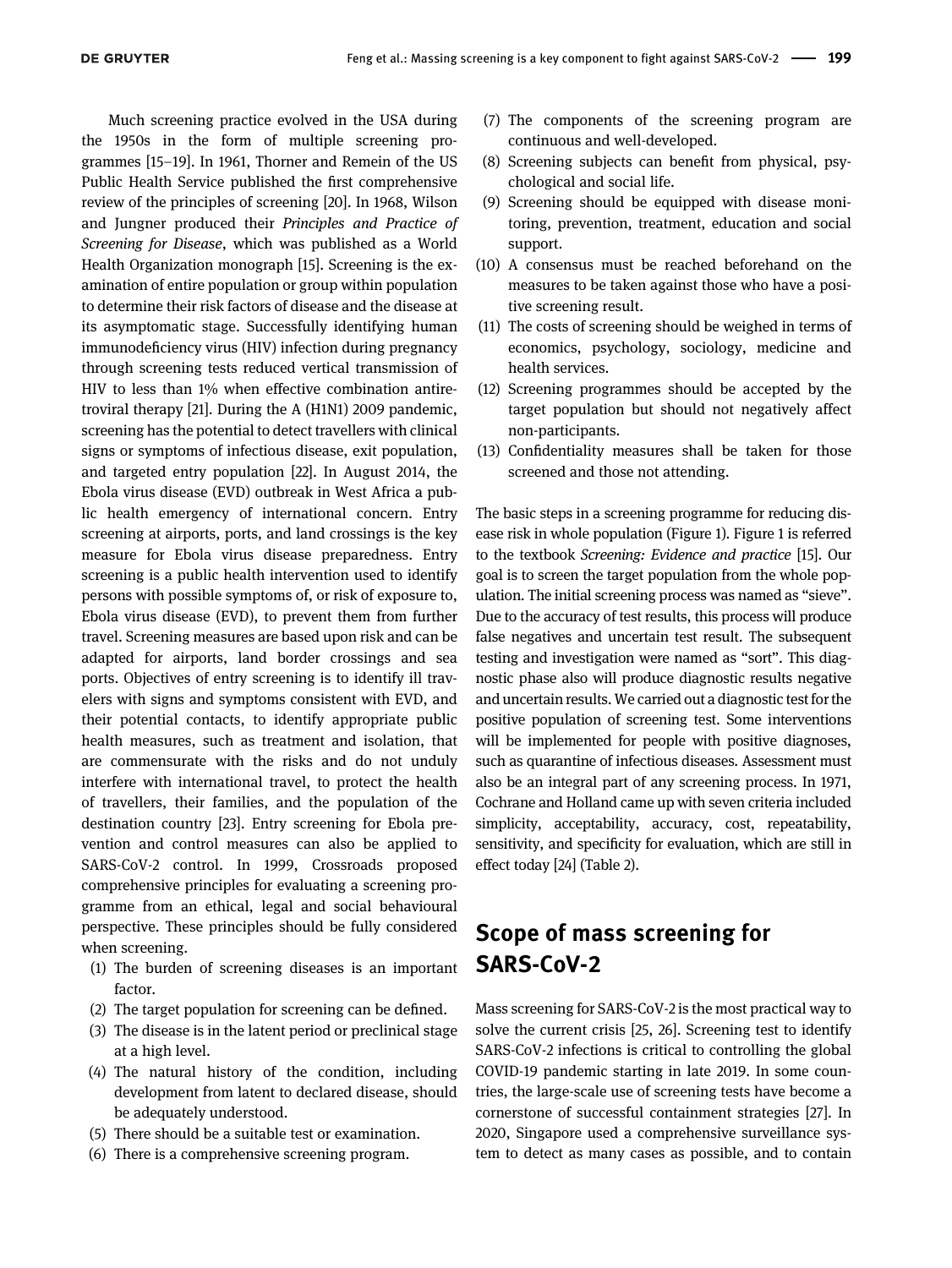Much screening practice evolved in the USA during the 1950s in the form of multiple screening programmes [15–19]. In 1961, Thorner and Remein of the US Public Health Service published the first comprehensive review of the principles of screening [20]. In 1968, Wilson and Jungner produced their *Principles and Practice of Screening for Disease*, which was published as a World Health Organization monograph [15]. Screening is the examination of entire population or group within population to determine their risk factors of disease and the disease at its asymptomatic stage. Successfully identifying human immunodeficiency virus (HIV) infection during pregnancy through screening tests reduced vertical transmission of HIV to less than 1% when effective combination antiretroviral therapy [21]. During the A (H1N1) 2009 pandemic, screening has the potential to detect travellers with clinical signs or symptoms of infectious disease, exit population, and targeted entry population [22]. In August 2014, the Ebola virus disease (EVD) outbreak in West Africa a public health emergency of international concern. Entry screening at airports, ports, and land crossings is the key measure for Ebola virus disease preparedness. Entry screening is a public health intervention used to identify persons with possible symptoms of, or risk of exposure to, Ebola virus disease (EVD), to prevent them from further travel. Screening measures are based upon risk and can be adapted for airports, land border crossings and sea ports. Objectives of entry screening is to identify ill travelers with signs and symptoms consistent with EVD, and their potential contacts, to identify appropriate public health measures, such as treatment and isolation, that are commensurate with the risks and do not unduly interfere with international travel, to protect the health of travellers, their families, and the population of the destination country [23]. Entry screening for Ebola prevention and control measures can also be applied to SARS-CoV-2 control. In 1999, Crossroads proposed comprehensive principles for evaluating a screening programme from an ethical, legal and social behavioural perspective. These principles should be fully considered when screening.

(1) The burden of screening diseases is an important factor.
(2) The target population for screening can be defined.
(3) The disease is in the latent period or preclinical stage at a high level.
(4) The natural history of the condition, including development from latent to declared disease, should be adequately understood.
(5) There should be a suitable test or examination.
(6) There is a comprehensive screening program.
(7) The components of the screening program are continuous and well-developed.
(8) Screening subjects can benefit from physical, psychological and social life.
(9) Screening should be equipped with disease monitoring, prevention, treatment, education and social support.
(10) A consensus must be reached beforehand on the measures to be taken against those who have a positive screening result.
(11) The costs of screening should be weighed in terms of economics, psychology, sociology, medicine and health services.
(12) Screening programmes should be accepted by the target population but should not negatively affect non-participants.
(13) Confidentiality measures shall be taken for those screened and those not attending.

The basic steps in a screening programme for reducing disease risk in whole population (Figure 1). Figure 1 is referred to the textbook *Screening: Evidence and practice* [15]. Our goal is to screen the target population from the whole population. The initial screening process was named as "sieve". Due to the accuracy of test results, this process will produce false negatives and uncertain test result. The subsequent testing and investigation were named as "sort". This diagnostic phase also will produce diagnostic results negative and uncertain results. We carried out a diagnostic test for the positive population of screening test. Some interventions will be implemented for people with positive diagnoses, such as quarantine of infectious diseases. Assessment must also be an integral part of any screening process. In 1971, Cochrane and Holland came up with seven criteria included simplicity, acceptability, accuracy, cost, repeatability, sensitivity, and specificity for evaluation, which are still in effect today [24] (Table 2).

## Scope of mass screening for SARS-CoV-2

Mass screening for SARS-CoV-2 is the most practical way to solve the current crisis [25, 26]. Screening test to identify SARS-CoV-2 infections is critical to controlling the global COVID-19 pandemic starting in late 2019. In some countries, the large-scale use of screening tests have become a cornerstone of successful containment strategies [27]. In 2020, Singapore used a comprehensive surveillance system to detect as many cases as possible, and to contain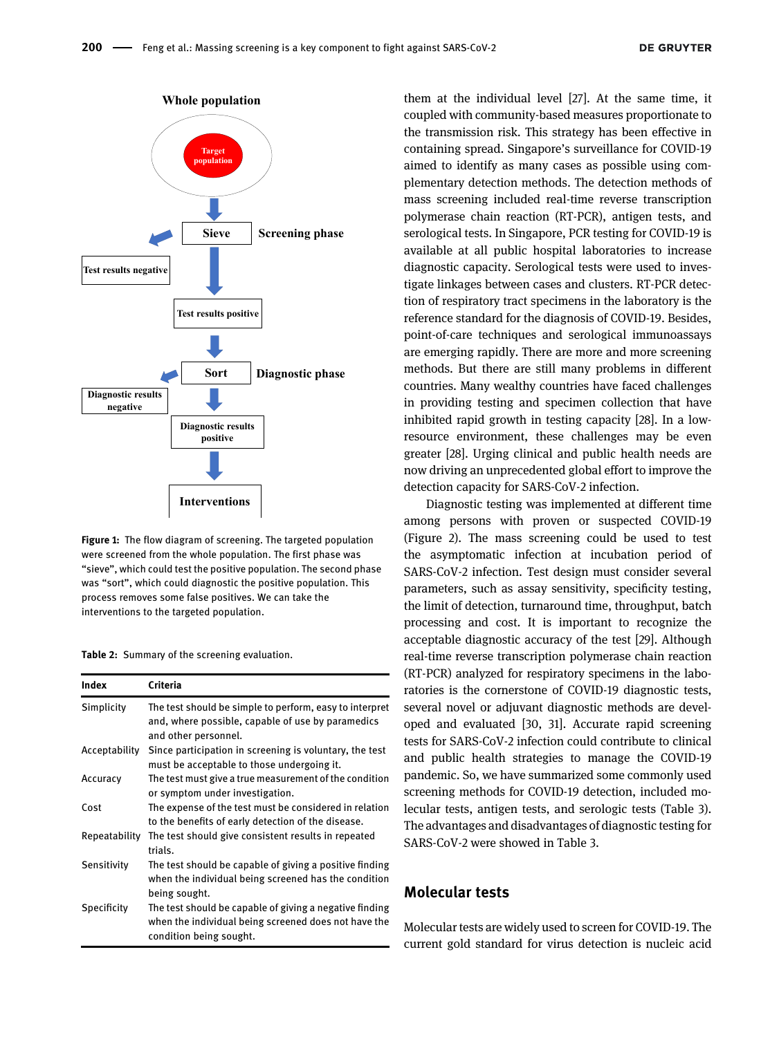Whole population

Target population

Sieve — Screening phase

Test results negative

Test results positive

Sort — Diagnostic phase

Diagnostic results negative

Diagnostic results positive

Interventions

**Figure 1:** The flow diagram of screening. The targeted population were screened from the whole population. The first phase was "sieve", which could test the positive population. The second phase was "sort", which could diagnostic the positive population. This process removes some false positives. We can take the interventions to the targeted population.

**Table 2:** Summary of the screening evaluation.

| Index | Criteria |
|---|---|
| Simplicity | The test should be simple to perform, easy to interpret and, where possible, capable of use by paramedics and other personnel. |
| Acceptability | Since participation in screening is voluntary, the test must be acceptable to those undergoing it. |
| Accuracy | The test must give a true measurement of the condition or symptom under investigation. |
| Cost | The expense of the test must be considered in relation to the benefits of early detection of the disease. |
| Repeatability | The test should give consistent results in repeated trials. |
| Sensitivity | The test should be capable of giving a positive finding when the individual being screened has the condition being sought. |
| Specificity | The test should be capable of giving a negative finding when the individual being screened does not have the condition being sought. |

them at the individual level [27]. At the same time, it coupled with community-based measures proportionate to the transmission risk. This strategy has been effective in containing spread. Singapore's surveillance for COVID-19 aimed to identify as many cases as possible using complementary detection methods. The detection methods of mass screening included real-time reverse transcription polymerase chain reaction (RT-PCR), antigen tests, and serological tests. In Singapore, PCR testing for COVID-19 is available at all public hospital laboratories to increase diagnostic capacity. Serological tests were used to investigate linkages between cases and clusters. RT-PCR detection of respiratory tract specimens in the laboratory is the reference standard for the diagnosis of COVID-19. Besides, point-of-care techniques and serological immunoassays are emerging rapidly. There are more and more screening methods. But there are still many problems in different countries. Many wealthy countries have faced challenges in providing testing and specimen collection that have inhibited rapid growth in testing capacity [28]. In a low-resource environment, these challenges may be even greater [28]. Urging clinical and public health needs are now driving an unprecedented global effort to improve the detection capacity for SARS-CoV-2 infection.

Diagnostic testing was implemented at different time among persons with proven or suspected COVID-19 (Figure 2). The mass screening could be used to test the asymptomatic infection at incubation period of SARS-CoV-2 infection. Test design must consider several parameters, such as assay sensitivity, specificity testing, the limit of detection, turnaround time, throughput, batch processing and cost. It is important to recognize the acceptable diagnostic accuracy of the test [29]. Although real-time reverse transcription polymerase chain reaction (RT-PCR) analyzed for respiratory specimens in the laboratories is the cornerstone of COVID-19 diagnostic tests, several novel or adjuvant diagnostic methods are developed and evaluated [30, 31]. Accurate rapid screening tests for SARS-CoV-2 infection could contribute to clinical and public health strategies to manage the COVID-19 pandemic. So, we have summarized some commonly used screening methods for COVID-19 detection, included molecular tests, antigen tests, and serologic tests (Table 3). The advantages and disadvantages of diagnostic testing for SARS-CoV-2 were showed in Table 3.

## Molecular tests

Molecular tests are widely used to screen for COVID-19. The current gold standard for virus detection is nucleic acid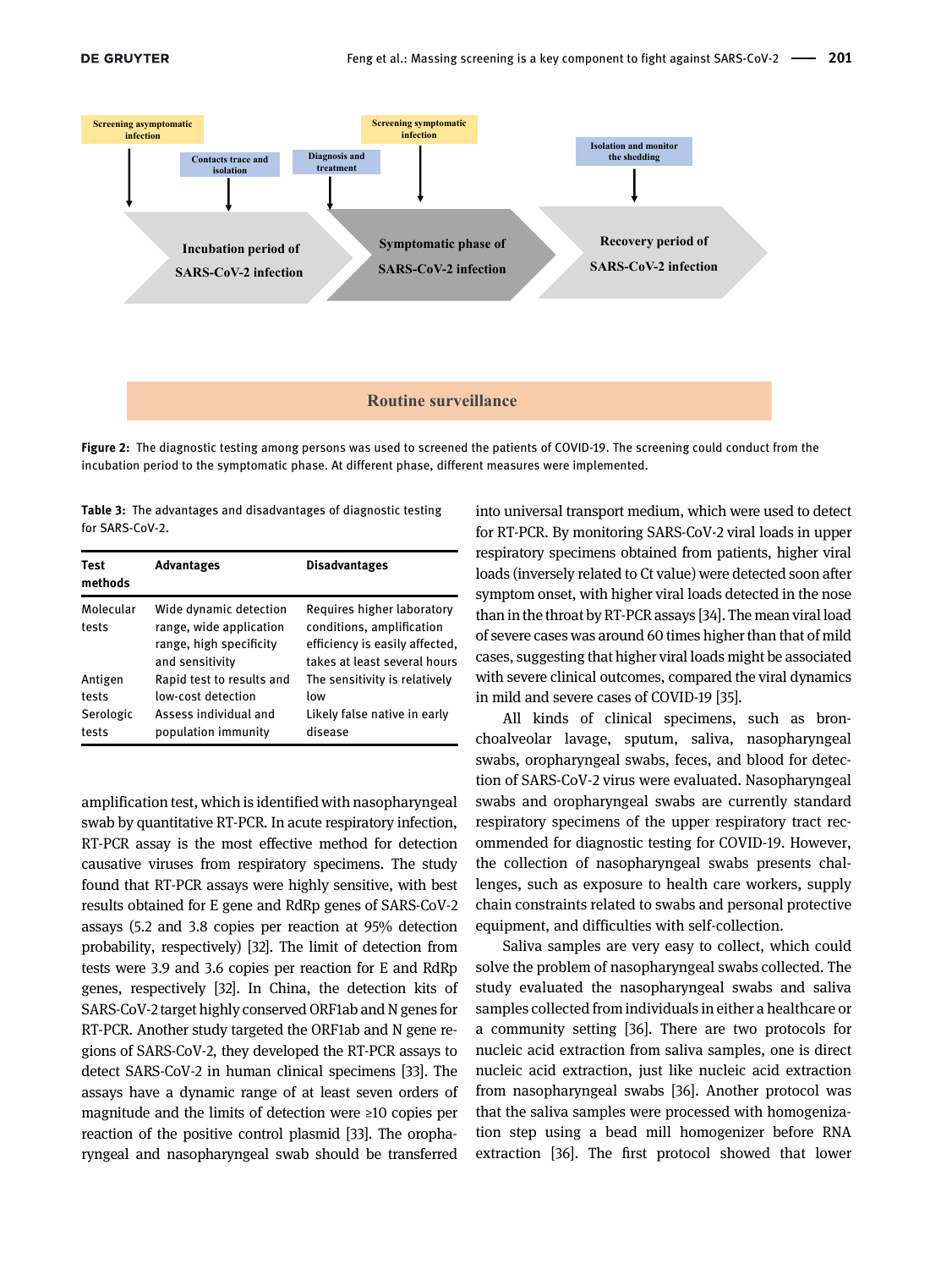Screening asymptomatic infection

Contacts trace and isolation

Diagnosis and treatment

Screening symptomatic infection

Isolation and monitor the shedding

Incubation period of SARS-CoV-2 infection

Symptomatic phase of SARS-CoV-2 infection

Recovery period of SARS-CoV-2 infection

Routine surveillance

**Figure 2:** The diagnostic testing among persons was used to screened the patients of COVID-19. The screening could conduct from the incubation period to the symptomatic phase. At different phase, different measures were implemented.

**Table 3:** The advantages and disadvantages of diagnostic testing for SARS-CoV-2.

| Test methods | Advantages | Disadvantages |
|---|---|---|
| Molecular tests | Wide dynamic detection range, wide application range, high specificity and sensitivity | Requires higher laboratory conditions, amplification efficiency is easily affected, takes at least several hours |
| Antigen tests | Rapid test to results and low-cost detection | The sensitivity is relatively low |
| Serologic tests | Assess individual and population immunity | Likely false native in early disease |

amplification test, which is identified with nasopharyngeal swab by quantitative RT-PCR. In acute respiratory infection, RT-PCR assay is the most effective method for detection causative viruses from respiratory specimens. The study found that RT-PCR assays were highly sensitive, with best results obtained for E gene and RdRp genes of SARS-CoV-2 assays (5.2 and 3.8 copies per reaction at 95% detection probability, respectively) [32]. The limit of detection from tests were 3.9 and 3.6 copies per reaction for E and RdRp genes, respectively [32]. In China, the detection kits of SARS-CoV-2 target highly conserved ORF1ab and N genes for RT-PCR. Another study targeted the ORF1ab and N gene regions of SARS-CoV-2, they developed the RT-PCR assays to detect SARS-CoV-2 in human clinical specimens [33]. The assays have a dynamic range of at least seven orders of magnitude and the limits of detection were ≥10 copies per reaction of the positive control plasmid [33]. The oropharyngeal and nasopharyngeal swab should be transferred into universal transport medium, which were used to detect for RT-PCR. By monitoring SARS-CoV-2 viral loads in upper respiratory specimens obtained from patients, higher viral loads (inversely related to Ct value) were detected soon after symptom onset, with higher viral loads detected in the nose than in the throat by RT-PCR assays [34]. The mean viral load of severe cases was around 60 times higher than that of mild cases, suggesting that higher viral loads might be associated with severe clinical outcomes, compared the viral dynamics in mild and severe cases of COVID-19 [35].

All kinds of clinical specimens, such as bronchoalveolar lavage, sputum, saliva, nasopharyngeal swabs, oropharyngeal swabs, feces, and blood for detection of SARS-CoV-2 virus were evaluated. Nasopharyngeal swabs and oropharyngeal swabs are currently standard respiratory specimens of the upper respiratory tract recommended for diagnostic testing for COVID-19. However, the collection of nasopharyngeal swabs presents challenges, such as exposure to health care workers, supply chain constraints related to swabs and personal protective equipment, and difficulties with self-collection.

Saliva samples are very easy to collect, which could solve the problem of nasopharyngeal swabs collected. The study evaluated the nasopharyngeal swabs and saliva samples collected from individuals in either a healthcare or a community setting [36]. There are two protocols for nucleic acid extraction from saliva samples, one is direct nucleic acid extraction, just like nucleic acid extraction from nasopharyngeal swabs [36]. Another protocol was that the saliva samples were processed with homogenization step using a bead mill homogenizer before RNA extraction [36]. The first protocol showed that lower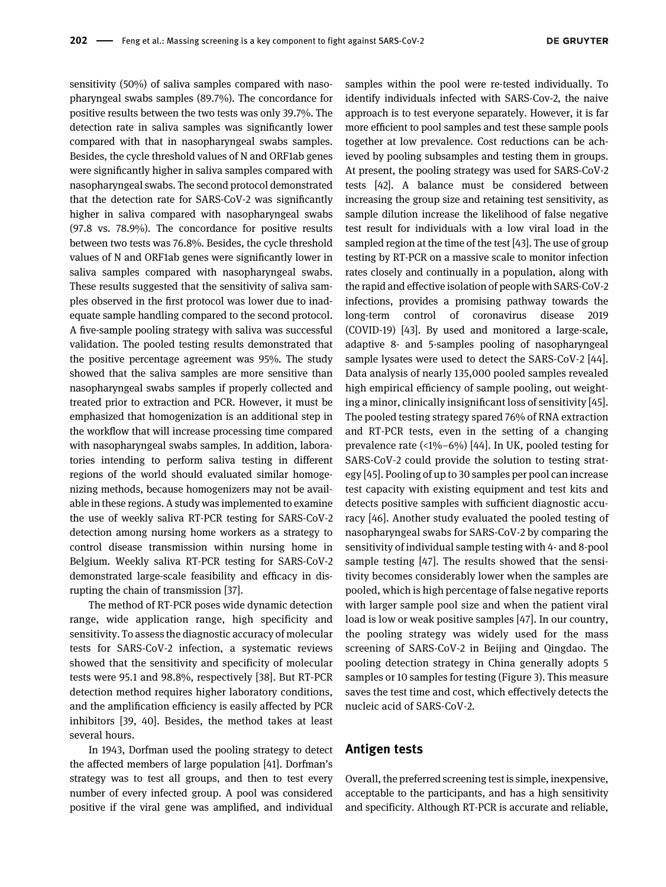sensitivity (50%) of saliva samples compared with nasopharyngeal swabs samples (89.7%). The concordance for positive results between the two tests was only 39.7%. The detection rate in saliva samples was significantly lower compared with that in nasopharyngeal swabs samples. Besides, the cycle threshold values of N and ORF1ab genes were significantly higher in saliva samples compared with nasopharyngeal swabs. The second protocol demonstrated that the detection rate for SARS-CoV-2 was significantly higher in saliva compared with nasopharyngeal swabs (97.8 vs. 78.9%). The concordance for positive results between two tests was 76.8%. Besides, the cycle threshold values of N and ORF1ab genes were significantly lower in saliva samples compared with nasopharyngeal swabs. These results suggested that the sensitivity of saliva samples observed in the first protocol was lower due to inadequate sample handling compared to the second protocol. A five-sample pooling strategy with saliva was successful validation. The pooled testing results demonstrated that the positive percentage agreement was 95%. The study showed that the saliva samples are more sensitive than nasopharyngeal swabs samples if properly collected and treated prior to extraction and PCR. However, it must be emphasized that homogenization is an additional step in the workflow that will increase processing time compared with nasopharyngeal swabs samples. In addition, laboratories intending to perform saliva testing in different regions of the world should evaluated similar homogenizing methods, because homogenizers may not be available in these regions. A study was implemented to examine the use of weekly saliva RT-PCR testing for SARS-CoV-2 detection among nursing home workers as a strategy to control disease transmission within nursing home in Belgium. Weekly saliva RT-PCR testing for SARS-CoV-2 demonstrated large-scale feasibility and efficacy in disrupting the chain of transmission [37].

The method of RT-PCR poses wide dynamic detection range, wide application range, high specificity and sensitivity. To assess the diagnostic accuracy of molecular tests for SARS-CoV-2 infection, a systematic reviews showed that the sensitivity and specificity of molecular tests were 95.1 and 98.8%, respectively [38]. But RT-PCR detection method requires higher laboratory conditions, and the amplification efficiency is easily affected by PCR inhibitors [39, 40]. Besides, the method takes at least several hours.

In 1943, Dorfman used the pooling strategy to detect the affected members of large population [41]. Dorfman's strategy was to test all groups, and then to test every number of every infected group. A pool was considered positive if the viral gene was amplified, and individual samples within the pool were re-tested individually. To identify individuals infected with SARS-Cov-2, the naive approach is to test everyone separately. However, it is far more efficient to pool samples and test these sample pools together at low prevalence. Cost reductions can be achieved by pooling subsamples and testing them in groups. At present, the pooling strategy was used for SARS-CoV-2 tests [42]. A balance must be considered between increasing the group size and retaining test sensitivity, as sample dilution increase the likelihood of false negative test result for individuals with a low viral load in the sampled region at the time of the test [43]. The use of group testing by RT-PCR on a massive scale to monitor infection rates closely and continually in a population, along with the rapid and effective isolation of people with SARS-CoV-2 infections, provides a promising pathway towards the long-term control of coronavirus disease 2019 (COVID-19) [43]. By used and monitored a large-scale, adaptive 8- and 5-samples pooling of nasopharyngeal sample lysates were used to detect the SARS-CoV-2 [44]. Data analysis of nearly 135,000 pooled samples revealed high empirical efficiency of sample pooling, out weighting a minor, clinically insignificant loss of sensitivity [45]. The pooled testing strategy spared 76% of RNA extraction and RT-PCR tests, even in the setting of a changing prevalence rate (<1%–6%) [44]. In UK, pooled testing for SARS-CoV-2 could provide the solution to testing strategy [45]. Pooling of up to 30 samples per pool can increase test capacity with existing equipment and test kits and detects positive samples with sufficient diagnostic accuracy [46]. Another study evaluated the pooled testing of nasopharyngeal swabs for SARS-CoV-2 by comparing the sensitivity of individual sample testing with 4- and 8-pool sample testing [47]. The results showed that the sensitivity becomes considerably lower when the samples are pooled, which is high percentage of false negative reports with larger sample pool size and when the patient viral load is low or weak positive samples [47]. In our country, the pooling strategy was widely used for the mass screening of SARS-CoV-2 in Beijing and Qingdao. The pooling detection strategy in China generally adopts 5 samples or 10 samples for testing (Figure 3). This measure saves the test time and cost, which effectively detects the nucleic acid of SARS-CoV-2.

## Antigen tests

Overall, the preferred screening test is simple, inexpensive, acceptable to the participants, and has a high sensitivity and specificity. Although RT-PCR is accurate and reliable,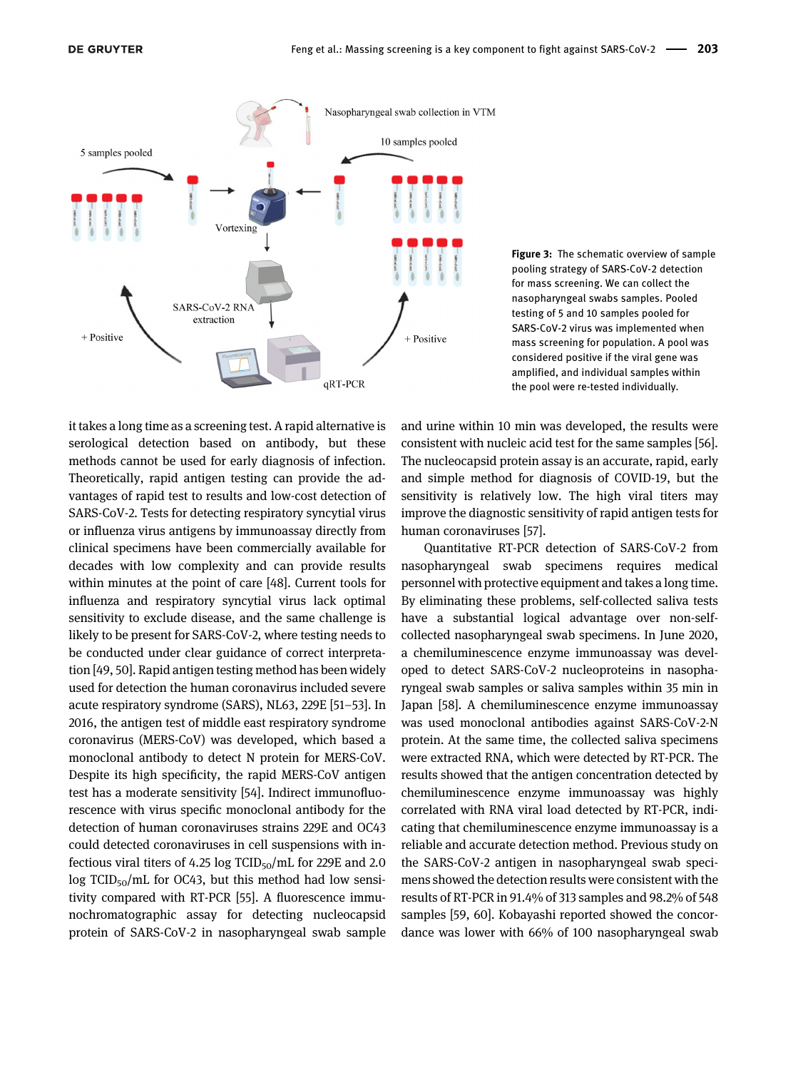**Figure 3:** The schematic overview of sample pooling strategy of SARS-CoV-2 detection for mass screening. We can collect the nasopharyngeal swabs samples. Pooled testing of 5 and 10 samples pooled for SARS-CoV-2 virus was implemented when mass screening for population. A pool was considered positive if the viral gene was amplified, and individual samples within the pool were re-tested individually.

it takes a long time as a screening test. A rapid alternative is serological detection based on antibody, but these methods cannot be used for early diagnosis of infection. Theoretically, rapid antigen testing can provide the advantages of rapid test to results and low-cost detection of SARS-CoV-2. Tests for detecting respiratory syncytial virus or influenza virus antigens by immunoassay directly from clinical specimens have been commercially available for decades with low complexity and can provide results within minutes at the point of care [48]. Current tools for influenza and respiratory syncytial virus lack optimal sensitivity to exclude disease, and the same challenge is likely to be present for SARS-CoV-2, where testing needs to be conducted under clear guidance of correct interpretation [49, 50]. Rapid antigen testing method has been widely used for detection the human coronavirus included severe acute respiratory syndrome (SARS), NL63, 229E [51–53]. In 2016, the antigen test of middle east respiratory syndrome coronavirus (MERS-CoV) was developed, which based a monoclonal antibody to detect N protein for MERS-CoV. Despite its high specificity, the rapid MERS-CoV antigen test has a moderate sensitivity [54]. Indirect immunofluorescence with virus specific monoclonal antibody for the detection of human coronaviruses strains 229E and OC43 could detected coronaviruses in cell suspensions with infectious viral titers of 4.25 log $TCID_{50}$/mL for 229E and 2.0 log $TCID_{50}$/mL for OC43, but this method had low sensitivity compared with RT-PCR [55]. A fluorescence immunochromatographic assay for detecting nucleocapsid protein of SARS-CoV-2 in nasopharyngeal swab sample and urine within 10 min was developed, the results were consistent with nucleic acid test for the same samples [56]. The nucleocapsid protein assay is an accurate, rapid, early and simple method for diagnosis of COVID-19, but the sensitivity is relatively low. The high viral titers may improve the diagnostic sensitivity of rapid antigen tests for human coronaviruses [57].

Quantitative RT-PCR detection of SARS-CoV-2 from nasopharyngeal swab specimens requires medical personnel with protective equipment and takes a long time. By eliminating these problems, self-collected saliva tests have a substantial logical advantage over non-self-collected nasopharyngeal swab specimens. In June 2020, a chemiluminescence enzyme immunoassay was developed to detect SARS-CoV-2 nucleoproteins in nasopharyngeal swab samples or saliva samples within 35 min in Japan [58]. A chemiluminescence enzyme immunoassay was used monoclonal antibodies against SARS-CoV-2-N protein. At the same time, the collected saliva specimens were extracted RNA, which were detected by RT-PCR. The results showed that the antigen concentration detected by chemiluminescence enzyme immunoassay was highly correlated with RNA viral load detected by RT-PCR, indicating that chemiluminescence enzyme immunoassay is a reliable and accurate detection method. Previous study on the SARS-CoV-2 antigen in nasopharyngeal swab specimens showed the detection results were consistent with the results of RT-PCR in 91.4% of 313 samples and 98.2% of 548 samples [59, 60]. Kobayashi reported showed the concordance was lower with 66% of 100 nasopharyngeal swab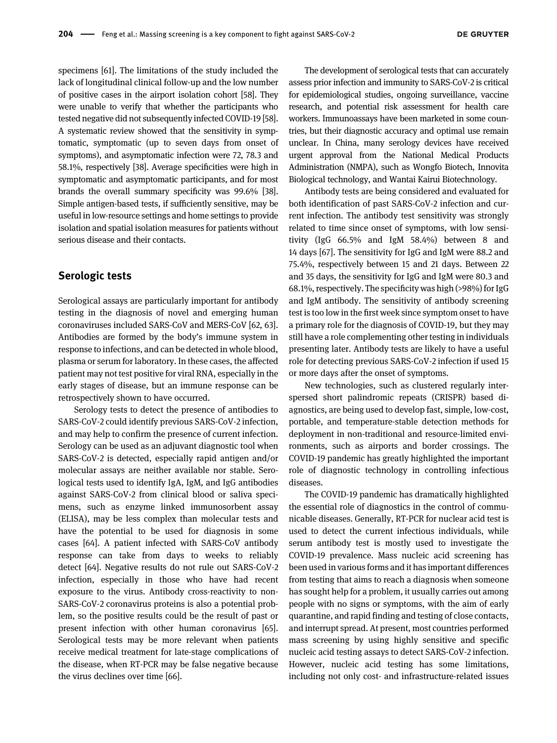specimens [61]. The limitations of the study included the lack of longitudinal clinical follow-up and the low number of positive cases in the airport isolation cohort [58]. They were unable to verify that whether the participants who tested negative did not subsequently infected COVID-19 [58]. A systematic review showed that the sensitivity in symptomatic, symptomatic (up to seven days from onset of symptoms), and asymptomatic infection were 72, 78.3 and 58.1%, respectively [38]. Average specificities were high in symptomatic and asymptomatic participants, and for most brands the overall summary specificity was 99.6% [38]. Simple antigen-based tests, if sufficiently sensitive, may be useful in low-resource settings and home settings to provide isolation and spatial isolation measures for patients without serious disease and their contacts.

## Serologic tests

Serological assays are particularly important for antibody testing in the diagnosis of novel and emerging human coronaviruses included SARS-CoV and MERS-CoV [62, 63]. Antibodies are formed by the body's immune system in response to infections, and can be detected in whole blood, plasma or serum for laboratory. In these cases, the affected patient may not test positive for viral RNA, especially in the early stages of disease, but an immune response can be retrospectively shown to have occurred.

Serology tests to detect the presence of antibodies to SARS-CoV-2 could identify previous SARS-CoV-2 infection, and may help to confirm the presence of current infection. Serology can be used as an adjuvant diagnostic tool when SARS-CoV-2 is detected, especially rapid antigen and/or molecular assays are neither available nor stable. Serological tests used to identify IgA, IgM, and IgG antibodies against SARS-CoV-2 from clinical blood or saliva specimens, such as enzyme linked immunosorbent assay (ELISA), may be less complex than molecular tests and have the potential to be used for diagnosis in some cases [64]. A patient infected with SARS-CoV antibody response can take from days to weeks to reliably detect [64]. Negative results do not rule out SARS-CoV-2 infection, especially in those who have had recent exposure to the virus. Antibody cross-reactivity to non-SARS-CoV-2 coronavirus proteins is also a potential problem, so the positive results could be the result of past or present infection with other human coronavirus [65]. Serological tests may be more relevant when patients receive medical treatment for late-stage complications of the disease, when RT-PCR may be false negative because the virus declines over time [66].

The development of serological tests that can accurately assess prior infection and immunity to SARS-CoV-2 is critical for epidemiological studies, ongoing surveillance, vaccine research, and potential risk assessment for health care workers. Immunoassays have been marketed in some countries, but their diagnostic accuracy and optimal use remain unclear. In China, many serology devices have received urgent approval from the National Medical Products Administration (NMPA), such as Wongfo Biotech, Innovita Biological technology, and Wantai Kairui Biotechnology.

Antibody tests are being considered and evaluated for both identification of past SARS-CoV-2 infection and current infection. The antibody test sensitivity was strongly related to time since onset of symptoms, with low sensitivity (IgG 66.5% and IgM 58.4%) between 8 and 14 days [67]. The sensitivity for IgG and IgM were 88.2 and 75.4%, respectively between 15 and 21 days. Between 22 and 35 days, the sensitivity for IgG and IgM were 80.3 and 68.1%, respectively. The specificity was high (>98%) for IgG and IgM antibody. The sensitivity of antibody screening test is too low in the first week since symptom onset to have a primary role for the diagnosis of COVID-19, but they may still have a role complementing other testing in individuals presenting later. Antibody tests are likely to have a useful role for detecting previous SARS-CoV-2 infection if used 15 or more days after the onset of symptoms.

New technologies, such as clustered regularly interspersed short palindromic repeats (CRISPR) based diagnostics, are being used to develop fast, simple, low-cost, portable, and temperature-stable detection methods for deployment in non-traditional and resource-limited environments, such as airports and border crossings. The COVID-19 pandemic has greatly highlighted the important role of diagnostic technology in controlling infectious diseases.

The COVID-19 pandemic has dramatically highlighted the essential role of diagnostics in the control of communicable diseases. Generally, RT-PCR for nuclear acid test is used to detect the current infectious individuals, while serum antibody test is mostly used to investigate the COVID-19 prevalence. Mass nucleic acid screening has been used in various forms and it has important differences from testing that aims to reach a diagnosis when someone has sought help for a problem, it usually carries out among people with no signs or symptoms, with the aim of early quarantine, and rapid finding and testing of close contacts, and interrupt spread. At present, most countries performed mass screening by using highly sensitive and specific nucleic acid testing assays to detect SARS-CoV-2 infection. However, nucleic acid testing has some limitations, including not only cost- and infrastructure-related issues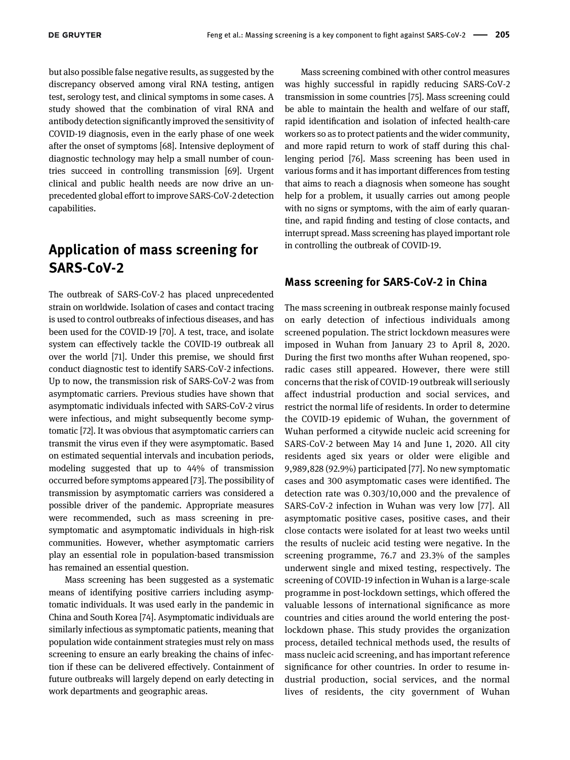but also possible false negative results, as suggested by the discrepancy observed among viral RNA testing, antigen test, serology test, and clinical symptoms in some cases. A study showed that the combination of viral RNA and antibody detection significantly improved the sensitivity of COVID-19 diagnosis, even in the early phase of one week after the onset of symptoms [68]. Intensive deployment of diagnostic technology may help a small number of countries succeed in controlling transmission [69]. Urgent clinical and public health needs are now drive an unprecedented global effort to improve SARS-CoV-2 detection capabilities.

## Application of mass screening for SARS-CoV-2

The outbreak of SARS-CoV-2 has placed unprecedented strain on worldwide. Isolation of cases and contact tracing is used to control outbreaks of infectious diseases, and has been used for the COVID-19 [70]. A test, trace, and isolate system can effectively tackle the COVID-19 outbreak all over the world [71]. Under this premise, we should first conduct diagnostic test to identify SARS-CoV-2 infections. Up to now, the transmission risk of SARS-CoV-2 was from asymptomatic carriers. Previous studies have shown that asymptomatic individuals infected with SARS-CoV-2 virus were infectious, and might subsequently become symptomatic [72]. It was obvious that asymptomatic carriers can transmit the virus even if they were asymptomatic. Based on estimated sequential intervals and incubation periods, modeling suggested that up to 44% of transmission occurred before symptoms appeared [73]. The possibility of transmission by asymptomatic carriers was considered a possible driver of the pandemic. Appropriate measures were recommended, such as mass screening in pre-symptomatic and asymptomatic individuals in high-risk communities. However, whether asymptomatic carriers play an essential role in population-based transmission has remained an essential question.

Mass screening has been suggested as a systematic means of identifying positive carriers including asymptomatic individuals. It was used early in the pandemic in China and South Korea [74]. Asymptomatic individuals are similarly infectious as symptomatic patients, meaning that population wide containment strategies must rely on mass screening to ensure an early breaking the chains of infection if these can be delivered effectively. Containment of future outbreaks will largely depend on early detecting in work departments and geographic areas.

Mass screening combined with other control measures was highly successful in rapidly reducing SARS-CoV-2 transmission in some countries [75]. Mass screening could be able to maintain the health and welfare of our staff, rapid identification and isolation of infected health-care workers so as to protect patients and the wider community, and more rapid return to work of staff during this challenging period [76]. Mass screening has been used in various forms and it has important differences from testing that aims to reach a diagnosis when someone has sought help for a problem, it usually carries out among people with no signs or symptoms, with the aim of early quarantine, and rapid finding and testing of close contacts, and interrupt spread. Mass screening has played important role in controlling the outbreak of COVID-19.

### Mass screening for SARS-CoV-2 in China

The mass screening in outbreak response mainly focused on early detection of infectious individuals among screened population. The strict lockdown measures were imposed in Wuhan from January 23 to April 8, 2020. During the first two months after Wuhan reopened, sporadic cases still appeared. However, there were still concerns that the risk of COVID-19 outbreak will seriously affect industrial production and social services, and restrict the normal life of residents. In order to determine the COVID-19 epidemic of Wuhan, the government of Wuhan performed a citywide nucleic acid screening for SARS-CoV-2 between May 14 and June 1, 2020. All city residents aged six years or older were eligible and 9,989,828 (92.9%) participated [77]. No new symptomatic cases and 300 asymptomatic cases were identified. The detection rate was 0.303/10,000 and the prevalence of SARS-CoV-2 infection in Wuhan was very low [77]. All asymptomatic positive cases, positive cases, and their close contacts were isolated for at least two weeks until the results of nucleic acid testing were negative. In the screening programme, 76.7 and 23.3% of the samples underwent single and mixed testing, respectively. The screening of COVID-19 infection in Wuhan is a large-scale programme in post-lockdown settings, which offered the valuable lessons of international significance as more countries and cities around the world entering the post-lockdown phase. This study provides the organization process, detailed technical methods used, the results of mass nucleic acid screening, and has important reference significance for other countries. In order to resume industrial production, social services, and the normal lives of residents, the city government of Wuhan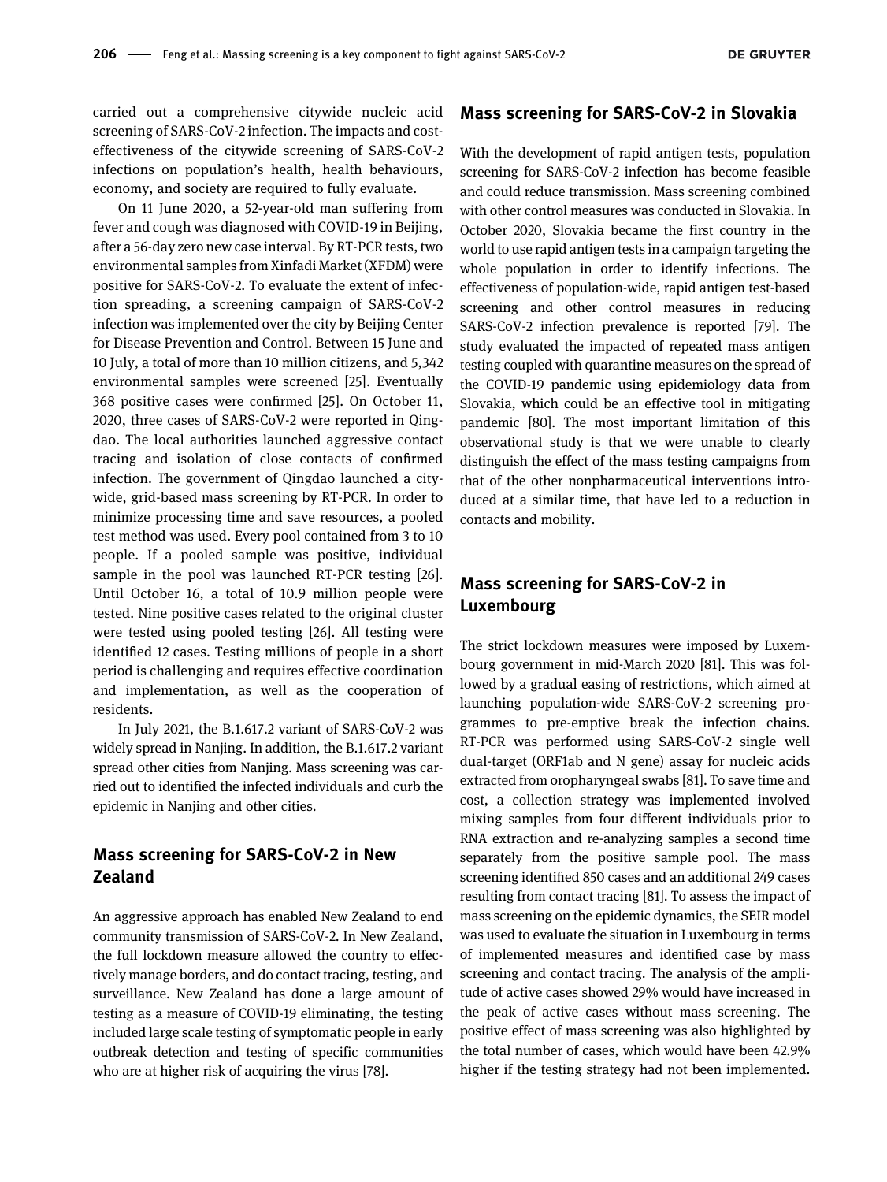carried out a comprehensive citywide nucleic acid screening of SARS-CoV-2 infection. The impacts and cost-effectiveness of the citywide screening of SARS-CoV-2 infections on population's health, health behaviours, economy, and society are required to fully evaluate.

On 11 June 2020, a 52-year-old man suffering from fever and cough was diagnosed with COVID-19 in Beijing, after a 56-day zero new case interval. By RT-PCR tests, two environmental samples from Xinfadi Market (XFDM) were positive for SARS-CoV-2. To evaluate the extent of infection spreading, a screening campaign of SARS-CoV-2 infection was implemented over the city by Beijing Center for Disease Prevention and Control. Between 15 June and 10 July, a total of more than 10 million citizens, and 5,342 environmental samples were screened [25]. Eventually 368 positive cases were confirmed [25]. On October 11, 2020, three cases of SARS-CoV-2 were reported in Qingdao. The local authorities launched aggressive contact tracing and isolation of close contacts of confirmed infection. The government of Qingdao launched a citywide, grid-based mass screening by RT-PCR. In order to minimize processing time and save resources, a pooled test method was used. Every pool contained from 3 to 10 people. If a pooled sample was positive, individual sample in the pool was launched RT-PCR testing [26]. Until October 16, a total of 10.9 million people were tested. Nine positive cases related to the original cluster were tested using pooled testing [26]. All testing were identified 12 cases. Testing millions of people in a short period is challenging and requires effective coordination and implementation, as well as the cooperation of residents.

In July 2021, the B.1.617.2 variant of SARS-CoV-2 was widely spread in Nanjing. In addition, the B.1.617.2 variant spread other cities from Nanjing. Mass screening was carried out to identified the infected individuals and curb the epidemic in Nanjing and other cities.

## Mass screening for SARS-CoV-2 in New Zealand

An aggressive approach has enabled New Zealand to end community transmission of SARS-CoV-2. In New Zealand, the full lockdown measure allowed the country to effectively manage borders, and do contact tracing, testing, and surveillance. New Zealand has done a large amount of testing as a measure of COVID-19 eliminating, the testing included large scale testing of symptomatic people in early outbreak detection and testing of specific communities who are at higher risk of acquiring the virus [78].

## Mass screening for SARS-CoV-2 in Slovakia

With the development of rapid antigen tests, population screening for SARS-CoV-2 infection has become feasible and could reduce transmission. Mass screening combined with other control measures was conducted in Slovakia. In October 2020, Slovakia became the first country in the world to use rapid antigen tests in a campaign targeting the whole population in order to identify infections. The effectiveness of population-wide, rapid antigen test-based screening and other control measures in reducing SARS-CoV-2 infection prevalence is reported [79]. The study evaluated the impacted of repeated mass antigen testing coupled with quarantine measures on the spread of the COVID-19 pandemic using epidemiology data from Slovakia, which could be an effective tool in mitigating pandemic [80]. The most important limitation of this observational study is that we were unable to clearly distinguish the effect of the mass testing campaigns from that of the other nonpharmaceutical interventions introduced at a similar time, that have led to a reduction in contacts and mobility.

## Mass screening for SARS-CoV-2 in Luxembourg

The strict lockdown measures were imposed by Luxembourg government in mid-March 2020 [81]. This was followed by a gradual easing of restrictions, which aimed at launching population-wide SARS-CoV-2 screening programmes to pre-emptive break the infection chains. RT-PCR was performed using SARS-CoV-2 single well dual-target (ORF1ab and N gene) assay for nucleic acids extracted from oropharyngeal swabs [81]. To save time and cost, a collection strategy was implemented involved mixing samples from four different individuals prior to RNA extraction and re-analyzing samples a second time separately from the positive sample pool. The mass screening identified 850 cases and an additional 249 cases resulting from contact tracing [81]. To assess the impact of mass screening on the epidemic dynamics, the SEIR model was used to evaluate the situation in Luxembourg in terms of implemented measures and identified case by mass screening and contact tracing. The analysis of the amplitude of active cases showed 29% would have increased in the peak of active cases without mass screening. The positive effect of mass screening was also highlighted by the total number of cases, which would have been 42.9% higher if the testing strategy had not been implemented.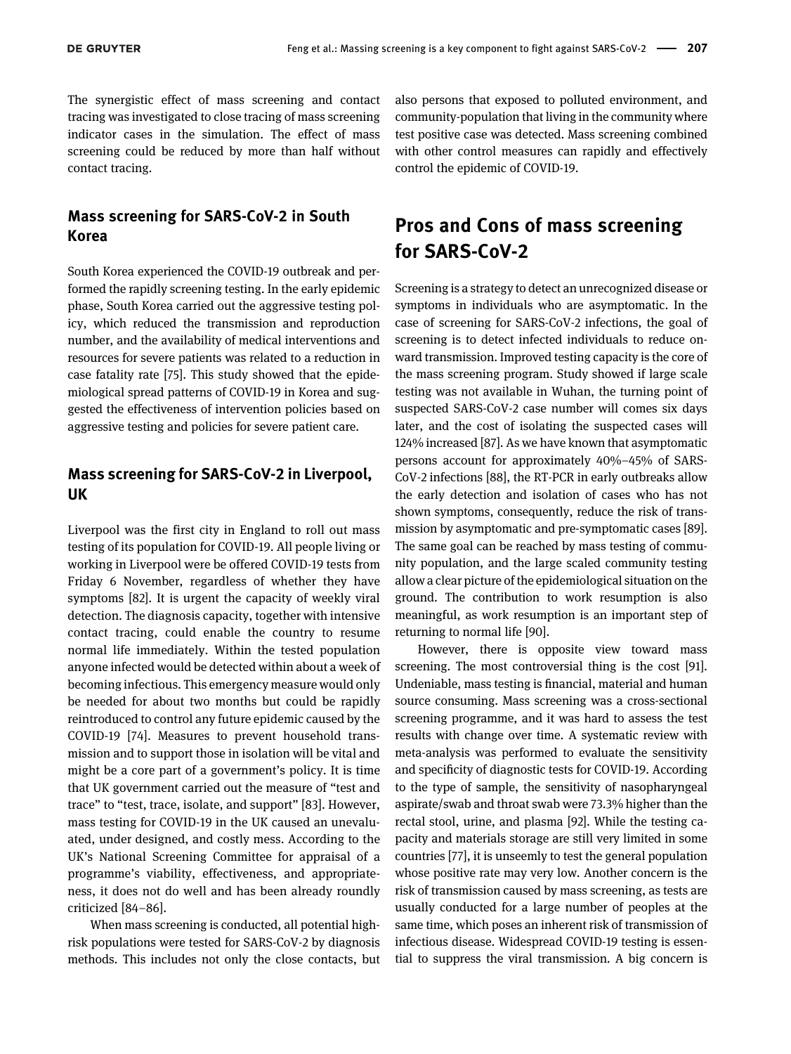The synergistic effect of mass screening and contact tracing was investigated to close tracing of mass screening indicator cases in the simulation. The effect of mass screening could be reduced by more than half without contact tracing.

### Mass screening for SARS-CoV-2 in South Korea

South Korea experienced the COVID-19 outbreak and performed the rapidly screening testing. In the early epidemic phase, South Korea carried out the aggressive testing policy, which reduced the transmission and reproduction number, and the availability of medical interventions and resources for severe patients was related to a reduction in case fatality rate [75]. This study showed that the epidemiological spread patterns of COVID-19 in Korea and suggested the effectiveness of intervention policies based on aggressive testing and policies for severe patient care.

### Mass screening for SARS-CoV-2 in Liverpool, UK

Liverpool was the first city in England to roll out mass testing of its population for COVID-19. All people living or working in Liverpool were be offered COVID-19 tests from Friday 6 November, regardless of whether they have symptoms [82]. It is urgent the capacity of weekly viral detection. The diagnosis capacity, together with intensive contact tracing, could enable the country to resume normal life immediately. Within the tested population anyone infected would be detected within about a week of becoming infectious. This emergency measure would only be needed for about two months but could be rapidly reintroduced to control any future epidemic caused by the COVID-19 [74]. Measures to prevent household transmission and to support those in isolation will be vital and might be a core part of a government's policy. It is time that UK government carried out the measure of "test and trace" to "test, trace, isolate, and support" [83]. However, mass testing for COVID-19 in the UK caused an unevaluated, under designed, and costly mess. According to the UK's National Screening Committee for appraisal of a programme's viability, effectiveness, and appropriateness, it does not do well and has been already roundly criticized [84–86].

When mass screening is conducted, all potential high-risk populations were tested for SARS-CoV-2 by diagnosis methods. This includes not only the close contacts, but also persons that exposed to polluted environment, and community-population that living in the community where test positive case was detected. Mass screening combined with other control measures can rapidly and effectively control the epidemic of COVID-19.

## Pros and Cons of mass screening for SARS-CoV-2

Screening is a strategy to detect an unrecognized disease or symptoms in individuals who are asymptomatic. In the case of screening for SARS-CoV-2 infections, the goal of screening is to detect infected individuals to reduce onward transmission. Improved testing capacity is the core of the mass screening program. Study showed if large scale testing was not available in Wuhan, the turning point of suspected SARS-CoV-2 case number will comes six days later, and the cost of isolating the suspected cases will 124% increased [87]. As we have known that asymptomatic persons account for approximately 40%–45% of SARS-CoV-2 infections [88], the RT-PCR in early outbreaks allow the early detection and isolation of cases who has not shown symptoms, consequently, reduce the risk of transmission by asymptomatic and pre-symptomatic cases [89]. The same goal can be reached by mass testing of community population, and the large scaled community testing allow a clear picture of the epidemiological situation on the ground. The contribution to work resumption is also meaningful, as work resumption is an important step of returning to normal life [90].

However, there is opposite view toward mass screening. The most controversial thing is the cost [91]. Undeniable, mass testing is financial, material and human source consuming. Mass screening was a cross-sectional screening programme, and it was hard to assess the test results with change over time. A systematic review with meta-analysis was performed to evaluate the sensitivity and specificity of diagnostic tests for COVID-19. According to the type of sample, the sensitivity of nasopharyngeal aspirate/swab and throat swab were 73.3% higher than the rectal stool, urine, and plasma [92]. While the testing capacity and materials storage are still very limited in some countries [77], it is unseemly to test the general population whose positive rate may very low. Another concern is the risk of transmission caused by mass screening, as tests are usually conducted for a large number of peoples at the same time, which poses an inherent risk of transmission of infectious disease. Widespread COVID-19 testing is essential to suppress the viral transmission. A big concern is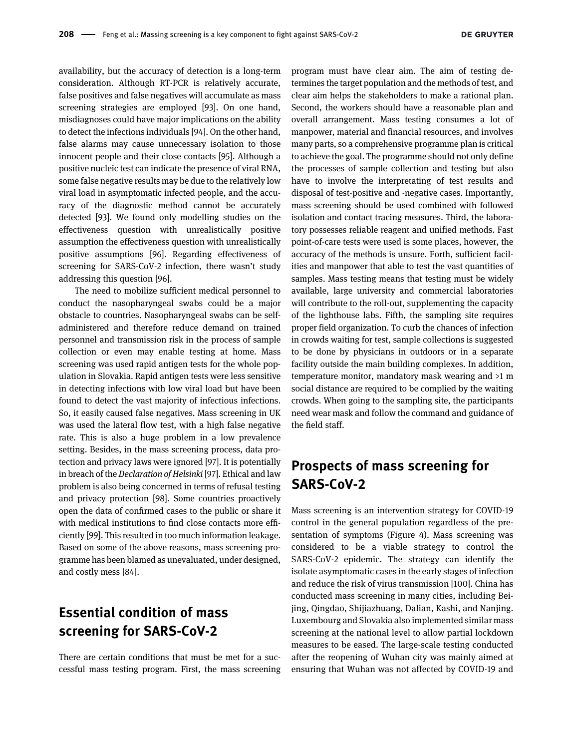availability, but the accuracy of detection is a long-term consideration. Although RT-PCR is relatively accurate, false positives and false negatives will accumulate as mass screening strategies are employed [93]. On one hand, misdiagnoses could have major implications on the ability to detect the infections individuals [94]. On the other hand, false alarms may cause unnecessary isolation to those innocent people and their close contacts [95]. Although a positive nucleic test can indicate the presence of viral RNA, some false negative results may be due to the relatively low viral load in asymptomatic infected people, and the accuracy of the diagnostic method cannot be accurately detected [93]. We found only modelling studies on the effectiveness question with unrealistically positive assumption the effectiveness question with unrealistically positive assumptions [96]. Regarding effectiveness of screening for SARS-CoV-2 infection, there wasn't study addressing this question [96].

The need to mobilize sufficient medical personnel to conduct the nasopharyngeal swabs could be a major obstacle to countries. Nasopharyngeal swabs can be self-administered and therefore reduce demand on trained personnel and transmission risk in the process of sample collection or even may enable testing at home. Mass screening was used rapid antigen tests for the whole population in Slovakia. Rapid antigen tests were less sensitive in detecting infections with low viral load but have been found to detect the vast majority of infectious infections. So, it easily caused false negatives. Mass screening in UK was used the lateral flow test, with a high false negative rate. This is also a huge problem in a low prevalence setting. Besides, in the mass screening process, data protection and privacy laws were ignored [97]. It is potentially in breach of the *Declaration of Helsinki* [97]. Ethical and law problem is also being concerned in terms of refusal testing and privacy protection [98]. Some countries proactively open the data of confirmed cases to the public or share it with medical institutions to find close contacts more efficiently [99]. This resulted in too much information leakage. Based on some of the above reasons, mass screening programme has been blamed as unevaluated, under designed, and costly mess [84].

## Essential condition of mass screening for SARS-CoV-2

There are certain conditions that must be met for a successful mass testing program. First, the mass screening program must have clear aim. The aim of testing determines the target population and the methods of test, and clear aim helps the stakeholders to make a rational plan. Second, the workers should have a reasonable plan and overall arrangement. Mass testing consumes a lot of manpower, material and financial resources, and involves many parts, so a comprehensive programme plan is critical to achieve the goal. The programme should not only define the processes of sample collection and testing but also have to involve the interpretating of test results and disposal of test-positive and -negative cases. Importantly, mass screening should be used combined with followed isolation and contact tracing measures. Third, the laboratory possesses reliable reagent and unified methods. Fast point-of-care tests were used is some places, however, the accuracy of the methods is unsure. Forth, sufficient facilities and manpower that able to test the vast quantities of samples. Mass testing means that testing must be widely available, large university and commercial laboratories will contribute to the roll-out, supplementing the capacity of the lighthouse labs. Fifth, the sampling site requires proper field organization. To curb the chances of infection in crowds waiting for test, sample collections is suggested to be done by physicians in outdoors or in a separate facility outside the main building complexes. In addition, temperature monitor, mandatory mask wearing and >1 m social distance are required to be complied by the waiting crowds. When going to the sampling site, the participants need wear mask and follow the command and guidance of the field staff.

## Prospects of mass screening for SARS-CoV-2

Mass screening is an intervention strategy for COVID-19 control in the general population regardless of the presentation of symptoms (Figure 4). Mass screening was considered to be a viable strategy to control the SARS-CoV-2 epidemic. The strategy can identify the isolate asymptomatic cases in the early stages of infection and reduce the risk of virus transmission [100]. China has conducted mass screening in many cities, including Beijing, Qingdao, Shijiazhuang, Dalian, Kashi, and Nanjing. Luxembourg and Slovakia also implemented similar mass screening at the national level to allow partial lockdown measures to be eased. The large-scale testing conducted after the reopening of Wuhan city was mainly aimed at ensuring that Wuhan was not affected by COVID-19 and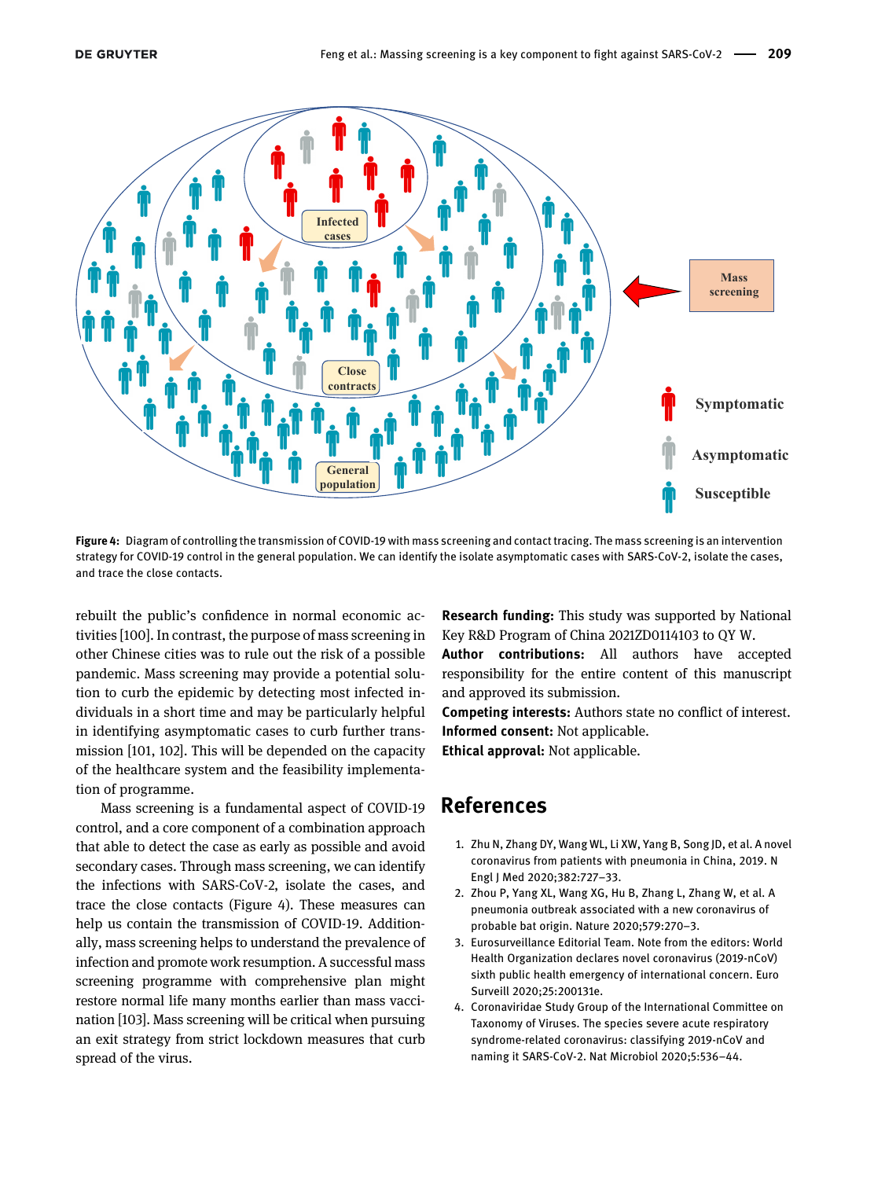Figure 4: Diagram of controlling the transmission of COVID-19 with mass screening and contact tracing. The mass screening is an intervention strategy for COVID-19 control in the general population. We can identify the isolate asymptomatic cases with SARS-CoV-2, isolate the cases, and trace the close contacts.

rebuilt the public's confidence in normal economic activities [100]. In contrast, the purpose of mass screening in other Chinese cities was to rule out the risk of a possible pandemic. Mass screening may provide a potential solution to curb the epidemic by detecting most infected individuals in a short time and may be particularly helpful in identifying asymptomatic cases to curb further transmission [101, 102]. This will be depended on the capacity of the healthcare system and the feasibility implementation of programme.

Mass screening is a fundamental aspect of COVID-19 control, and a core component of a combination approach that able to detect the case as early as possible and avoid secondary cases. Through mass screening, we can identify the infections with SARS-CoV-2, isolate the cases, and trace the close contacts (Figure 4). These measures can help us contain the transmission of COVID-19. Additionally, mass screening helps to understand the prevalence of infection and promote work resumption. A successful mass screening programme with comprehensive plan might restore normal life many months earlier than mass vaccination [103]. Mass screening will be critical when pursuing an exit strategy from strict lockdown measures that curb spread of the virus.

**Research funding:** This study was supported by National Key R&D Program of China 2021ZD0114103 to QY W.

**Author contributions:** All authors have accepted responsibility for the entire content of this manuscript and approved its submission.

**Competing interests:** Authors state no conflict of interest.

**Informed consent:** Not applicable.

**Ethical approval:** Not applicable.

## References

1. Zhu N, Zhang DY, Wang WL, Li XW, Yang B, Song JD, et al. A novel coronavirus from patients with pneumonia in China, 2019. N Engl J Med 2020;382:727–33.
2. Zhou P, Yang XL, Wang XG, Hu B, Zhang L, Zhang W, et al. A pneumonia outbreak associated with a new coronavirus of probable bat origin. Nature 2020;579:270–3.
3. Eurosurveillance Editorial Team. Note from the editors: World Health Organization declares novel coronavirus (2019-nCoV) sixth public health emergency of international concern. Euro Surveill 2020;25:200131e.
4. Coronaviridae Study Group of the International Committee on Taxonomy of Viruses. The species severe acute respiratory syndrome-related coronavirus: classifying 2019-nCoV and naming it SARS-CoV-2. Nat Microbiol 2020;5:536–44.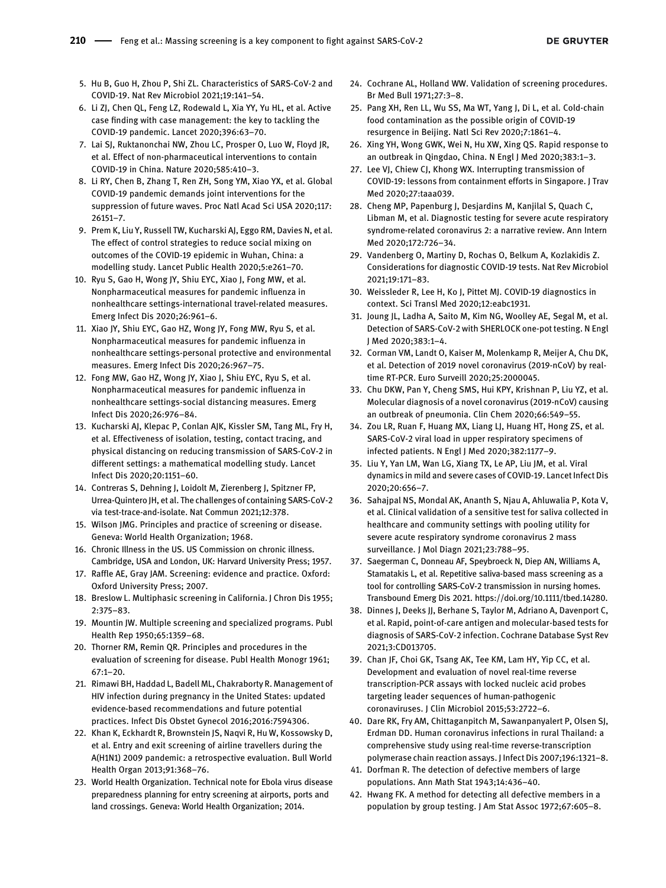5. Hu B, Guo H, Zhou P, Shi ZL. Characteristics of SARS-CoV-2 and COVID-19. Nat Rev Microbiol 2021;19:141–54.
6. Li ZJ, Chen QL, Feng LZ, Rodewald L, Xia YY, Yu HL, et al. Active case finding with case management: the key to tackling the COVID-19 pandemic. Lancet 2020;396:63–70.
7. Lai SJ, Ruktanonchai NW, Zhou LC, Prosper O, Luo W, Floyd JR, et al. Effect of non-pharmaceutical interventions to contain COVID-19 in China. Nature 2020;585:410–3.
8. Li RY, Chen B, Zhang T, Ren ZH, Song YM, Xiao YX, et al. Global COVID-19 pandemic demands joint interventions for the suppression of future waves. Proc Natl Acad Sci USA 2020;117: 26151–7.
9. Prem K, Liu Y, Russell TW, Kucharski AJ, Eggo RM, Davies N, et al. The effect of control strategies to reduce social mixing on outcomes of the COVID-19 epidemic in Wuhan, China: a modelling study. Lancet Public Health 2020;5:e261–70.
10. Ryu S, Gao H, Wong JY, Shiu EYC, Xiao J, Fong MW, et al. Nonpharmaceutical measures for pandemic influenza in nonhealthcare settings-international travel-related measures. Emerg Infect Dis 2020;26:961–6.
11. Xiao JY, Shiu EYC, Gao HZ, Wong JY, Fong MW, Ryu S, et al. Nonpharmaceutical measures for pandemic influenza in nonhealthcare settings-personal protective and environmental measures. Emerg Infect Dis 2020;26:967–75.
12. Fong MW, Gao HZ, Wong JY, Xiao J, Shiu EYC, Ryu S, et al. Nonpharmaceutical measures for pandemic influenza in nonhealthcare settings-social distancing measures. Emerg Infect Dis 2020;26:976–84.
13. Kucharski AJ, Klepac P, Conlan AJK, Kissler SM, Tang ML, Fry H, et al. Effectiveness of isolation, testing, contact tracing, and physical distancing on reducing transmission of SARS-CoV-2 in different settings: a mathematical modelling study. Lancet Infect Dis 2020;20:1151–60.
14. Contreras S, Dehning J, Loidolt M, Zierenberg J, Spitzner FP, Urrea-Quintero JH, et al. The challenges of containing SARS-CoV-2 via test-trace-and-isolate. Nat Commun 2021;12:378.
15. Wilson JMG. Principles and practice of screening or disease. Geneva: World Health Organization; 1968.
16. Chronic Illness in the US. US Commission on chronic illness. Cambridge, USA and London, UK: Harvard University Press; 1957.
17. Raffle AE, Gray JAM. Screening: evidence and practice. Oxford: Oxford University Press; 2007.
18. Breslow L. Multiphasic screening in California. J Chron Dis 1955; 2:375–83.
19. Mountin JW. Multiple screening and specialized programs. Publ Health Rep 1950;65:1359–68.
20. Thorner RM, Remin QR. Principles and procedures in the evaluation of screening for disease. Publ Health Monogr 1961; 67:1–20.
21. Rimawi BH, Haddad L, Badell ML, Chakraborty R. Management of HIV infection during pregnancy in the United States: updated evidence-based recommendations and future potential practices. Infect Dis Obstet Gynecol 2016;2016:7594306.
22. Khan K, Eckhardt R, Brownstein JS, Naqvi R, Hu W, Kossowsky D, et al. Entry and exit screening of airline travellers during the A(H1N1) 2009 pandemic: a retrospective evaluation. Bull World Health Organ 2013;91:368–76.
23. World Health Organization. Technical note for Ebola virus disease preparedness planning for entry screening at airports, ports and land crossings. Geneva: World Health Organization; 2014.
24. Cochrane AL, Holland WW. Validation of screening procedures. Br Med Bull 1971;27:3–8.
25. Pang XH, Ren LL, Wu SS, Ma WT, Yang J, Di L, et al. Cold-chain food contamination as the possible origin of COVID-19 resurgence in Beijing. Natl Sci Rev 2020;7:1861–4.
26. Xing YH, Wong GWK, Wei N, Hu XW, Xing QS. Rapid response to an outbreak in Qingdao, China. N Engl J Med 2020;383:1–3.
27. Lee VJ, Chiew CJ, Khong WX. Interrupting transmission of COVID-19: lessons from containment efforts in Singapore. J Trav Med 2020;27:taaa039.
28. Cheng MP, Papenburg J, Desjardins M, Kanjilal S, Quach C, Libman M, et al. Diagnostic testing for severe acute respiratory syndrome-related coronavirus 2: a narrative review. Ann Intern Med 2020;172:726–34.
29. Vandenberg O, Martiny D, Rochas O, Belkum A, Kozlakidis Z. Considerations for diagnostic COVID-19 tests. Nat Rev Microbiol 2021;19:171–83.
30. Weissleder R, Lee H, Ko J, Pittet MJ. COVID-19 diagnostics in context. Sci Transl Med 2020;12:eabc1931.
31. Joung JL, Ladha A, Saito M, Kim NG, Woolley AE, Segal M, et al. Detection of SARS-CoV-2 with SHERLOCK one-pot testing. N Engl J Med 2020;383:1–4.
32. Corman VM, Landt O, Kaiser M, Molenkamp R, Meijer A, Chu DK, et al. Detection of 2019 novel coronavirus (2019-nCoV) by real-time RT-PCR. Euro Surveill 2020;25:2000045.
33. Chu DKW, Pan Y, Cheng SMS, Hui KPY, Krishnan P, Liu YZ, et al. Molecular diagnosis of a novel coronavirus (2019-nCoV) causing an outbreak of pneumonia. Clin Chem 2020;66:549–55.
34. Zou LR, Ruan F, Huang MX, Liang LJ, Huang HT, Hong ZS, et al. SARS-CoV-2 viral load in upper respiratory specimens of infected patients. N Engl J Med 2020;382:1177–9.
35. Liu Y, Yan LM, Wan LG, Xiang TX, Le AP, Liu JM, et al. Viral dynamics in mild and severe cases of COVID-19. Lancet Infect Dis 2020;20:656–7.
36. Sahajpal NS, Mondal AK, Ananth S, Njau A, Ahluwalia P, Kota V, et al. Clinical validation of a sensitive test for saliva collected in healthcare and community settings with pooling utility for severe acute respiratory syndrome coronavirus 2 mass surveillance. J Mol Diagn 2021;23:788–95.
37. Saegerman C, Donneau AF, Speybroeck N, Diep AN, Williams A, Stamatakis L, et al. Repetitive saliva-based mass screening as a tool for controlling SARS-CoV-2 transmission in nursing homes. Transbound Emerg Dis 2021. https://doi.org/10.1111/tbed.14280.
38. Dinnes J, Deeks JJ, Berhane S, Taylor M, Adriano A, Davenport C, et al. Rapid, point-of-care antigen and molecular-based tests for diagnosis of SARS-CoV-2 infection. Cochrane Database Syst Rev 2021;3:CD013705.
39. Chan JF, Choi GK, Tsang AK, Tee KM, Lam HY, Yip CC, et al. Development and evaluation of novel real-time reverse transcription-PCR assays with locked nucleic acid probes targeting leader sequences of human-pathogenic coronaviruses. J Clin Microbiol 2015;53:2722–6.
40. Dare RK, Fry AM, Chittaganpitch M, Sawanpanyalert P, Olsen SJ, Erdman DD. Human coronavirus infections in rural Thailand: a comprehensive study using real-time reverse-transcription polymerase chain reaction assays. J Infect Dis 2007;196:1321–8.
41. Dorfman R. The detection of defective members of large populations. Ann Math Stat 1943;14:436–40.
42. Hwang FK. A method for detecting all defective members in a population by group testing. J Am Stat Assoc 1972;67:605–8.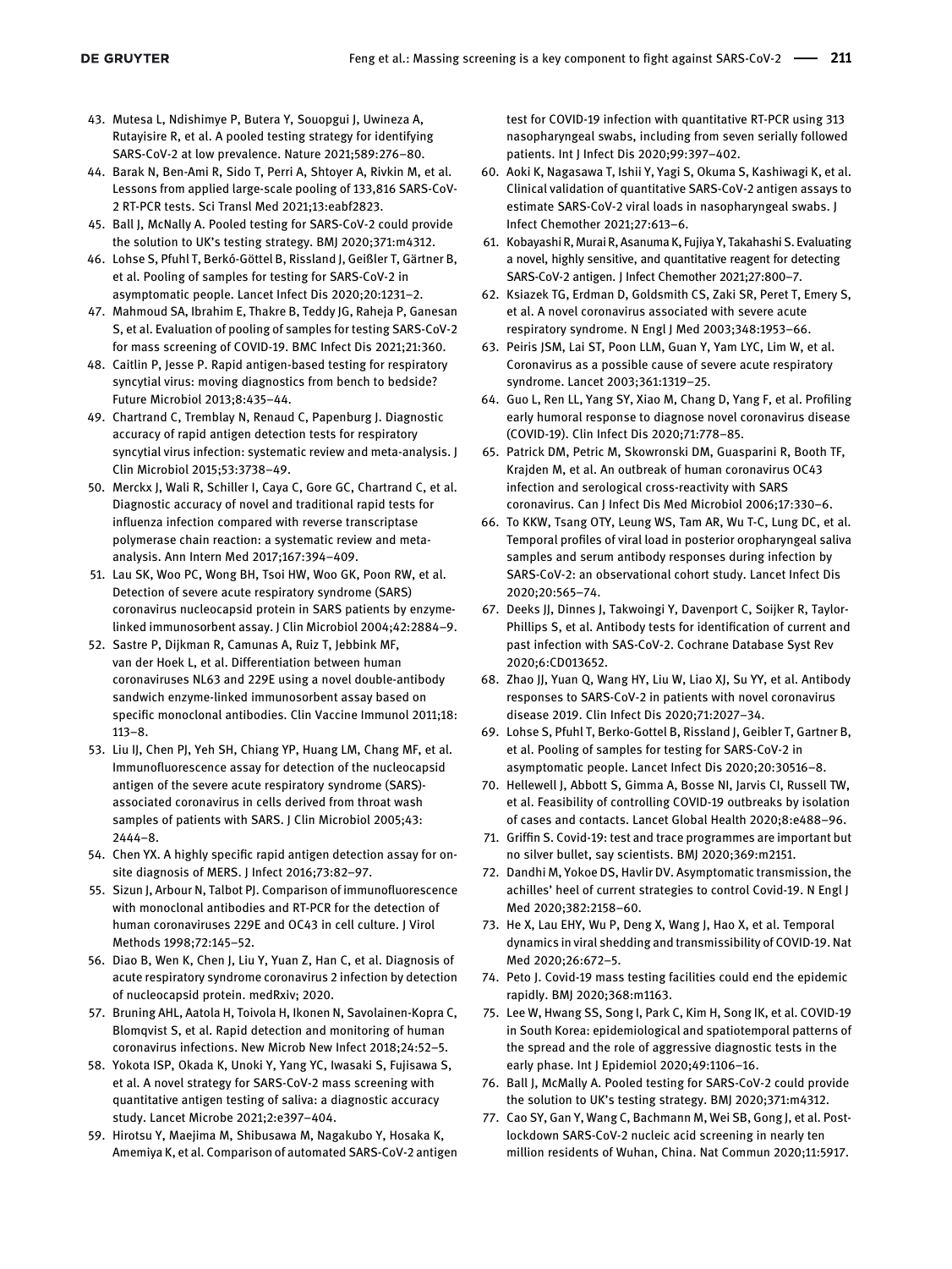43. Mutesa L, Ndishimye P, Butera Y, Souopgui J, Uwineza A, Rutayisire R, et al. A pooled testing strategy for identifying SARS-CoV-2 at low prevalence. Nature 2021;589:276–80.
44. Barak N, Ben-Ami R, Sido T, Perri A, Shtoyer A, Rivkin M, et al. Lessons from applied large-scale pooling of 133,816 SARS-CoV-2 RT-PCR tests. Sci Transl Med 2021;13:eabf2823.
45. Ball J, McNally A. Pooled testing for SARS-CoV-2 could provide the solution to UK's testing strategy. BMJ 2020;371:m4312.
46. Lohse S, Pfuhl T, Berkó-Göttel B, Rissland J, Geißler T, Gärtner B, et al. Pooling of samples for testing for SARS-CoV-2 in asymptomatic people. Lancet Infect Dis 2020;20:1231–2.
47. Mahmoud SA, Ibrahim E, Thakre B, Teddy JG, Raheja P, Ganesan S, et al. Evaluation of pooling of samples for testing SARS-CoV-2 for mass screening of COVID-19. BMC Infect Dis 2021;21:360.
48. Caitlin P, Jesse P. Rapid antigen-based testing for respiratory syncytial virus: moving diagnostics from bench to bedside? Future Microbiol 2013;8:435–44.
49. Chartrand C, Tremblay N, Renaud C, Papenburg J. Diagnostic accuracy of rapid antigen detection tests for respiratory syncytial virus infection: systematic review and meta-analysis. J Clin Microbiol 2015;53:3738–49.
50. Merckx J, Wali R, Schiller I, Caya C, Gore GC, Chartrand C, et al. Diagnostic accuracy of novel and traditional rapid tests for influenza infection compared with reverse transcriptase polymerase chain reaction: a systematic review and meta-analysis. Ann Intern Med 2017;167:394–409.
51. Lau SK, Woo PC, Wong BH, Tsoi HW, Woo GK, Poon RW, et al. Detection of severe acute respiratory syndrome (SARS) coronavirus nucleocapsid protein in SARS patients by enzyme-linked immunosorbent assay. J Clin Microbiol 2004;42:2884–9.
52. Sastre P, Dijkman R, Camunas A, Ruiz T, Jebbink MF, van der Hoek L, et al. Differentiation between human coronaviruses NL63 and 229E using a novel double-antibody sandwich enzyme-linked immunosorbent assay based on specific monoclonal antibodies. Clin Vaccine Immunol 2011;18: 113–8.
53. Liu IJ, Chen PJ, Yeh SH, Chiang YP, Huang LM, Chang MF, et al. Immunofluorescence assay for detection of the nucleocapsid antigen of the severe acute respiratory syndrome (SARS)-associated coronavirus in cells derived from throat wash samples of patients with SARS. J Clin Microbiol 2005;43: 2444–8.
54. Chen YX. A highly specific rapid antigen detection assay for on-site diagnosis of MERS. J Infect 2016;73:82–97.
55. Sizun J, Arbour N, Talbot PJ. Comparison of immunofluorescence with monoclonal antibodies and RT-PCR for the detection of human coronaviruses 229E and OC43 in cell culture. J Virol Methods 1998;72:145–52.
56. Diao B, Wen K, Chen J, Liu Y, Yuan Z, Han C, et al. Diagnosis of acute respiratory syndrome coronavirus 2 infection by detection of nucleocapsid protein. medRxiv; 2020.
57. Bruning AHL, Aatola H, Toivola H, Ikonen N, Savolainen-Kopra C, Blomqvist S, et al. Rapid detection and monitoring of human coronavirus infections. New Microb New Infect 2018;24:52–5.
58. Yokota ISP, Okada K, Unoki Y, Yang YC, Iwasaki S, Fujisawa S, et al. A novel strategy for SARS-CoV-2 mass screening with quantitative antigen testing of saliva: a diagnostic accuracy study. Lancet Microbe 2021;2:e397–404.
59. Hirotsu Y, Maejima M, Shibusawa M, Nagakubo Y, Hosaka K, Amemiya K, et al. Comparison of automated SARS-CoV-2 antigen test for COVID-19 infection with quantitative RT-PCR using 313 nasopharyngeal swabs, including from seven serially followed patients. Int J Infect Dis 2020;99:397–402.
60. Aoki K, Nagasawa T, Ishii Y, Yagi S, Okuma S, Kashiwagi K, et al. Clinical validation of quantitative SARS-CoV-2 antigen assays to estimate SARS-CoV-2 viral loads in nasopharyngeal swabs. J Infect Chemother 2021;27:613–6.
61. Kobayashi R, Murai R, Asanuma K, Fujiya Y, Takahashi S. Evaluating a novel, highly sensitive, and quantitative reagent for detecting SARS-CoV-2 antigen. J Infect Chemother 2021;27:800–7.
62. Ksiazek TG, Erdman D, Goldsmith CS, Zaki SR, Peret T, Emery S, et al. A novel coronavirus associated with severe acute respiratory syndrome. N Engl J Med 2003;348:1953–66.
63. Peiris JSM, Lai ST, Poon LLM, Guan Y, Yam LYC, Lim W, et al. Coronavirus as a possible cause of severe acute respiratory syndrome. Lancet 2003;361:1319–25.
64. Guo L, Ren LL, Yang SY, Xiao M, Chang D, Yang F, et al. Profiling early humoral response to diagnose novel coronavirus disease (COVID-19). Clin Infect Dis 2020;71:778–85.
65. Patrick DM, Petric M, Skowronski DM, Guasparini R, Booth TF, Krajden M, et al. An outbreak of human coronavirus OC43 infection and serological cross-reactivity with SARS coronavirus. Can J Infect Dis Med Microbiol 2006;17:330–6.
66. To KKW, Tsang OTY, Leung WS, Tam AR, Wu T-C, Lung DC, et al. Temporal profiles of viral load in posterior oropharyngeal saliva samples and serum antibody responses during infection by SARS-CoV-2: an observational cohort study. Lancet Infect Dis 2020;20:565–74.
67. Deeks JJ, Dinnes J, Takwoingi Y, Davenport C, Soijker R, Taylor-Phillips S, et al. Antibody tests for identification of current and past infection with SAS-CoV-2. Cochrane Database Syst Rev 2020;6:CD013652.
68. Zhao JJ, Yuan Q, Wang HY, Liu W, Liao XJ, Su YY, et al. Antibody responses to SARS-CoV-2 in patients with novel coronavirus disease 2019. Clin Infect Dis 2020;71:2027–34.
69. Lohse S, Pfuhl T, Berko-Gottel B, Rissland J, Geibler T, Gartner B, et al. Pooling of samples for testing for SARS-CoV-2 in asymptomatic people. Lancet Infect Dis 2020;20:30516–8.
70. Hellewell J, Abbott S, Gimma A, Bosse NI, Jarvis CI, Russell TW, et al. Feasibility of controlling COVID-19 outbreaks by isolation of cases and contacts. Lancet Global Health 2020;8:e488–96.
71. Griffin S. Covid-19: test and trace programmes are important but no silver bullet, say scientists. BMJ 2020;369:m2151.
72. Dandhi M, Yokoe DS, Havlir DV. Asymptomatic transmission, the achilles' heel of current strategies to control Covid-19. N Engl J Med 2020;382:2158–60.
73. He X, Lau EHY, Wu P, Deng X, Wang J, Hao X, et al. Temporal dynamics in viral shedding and transmissibility of COVID-19. Nat Med 2020;26:672–5.
74. Peto J. Covid-19 mass testing facilities could end the epidemic rapidly. BMJ 2020;368:m1163.
75. Lee W, Hwang SS, Song I, Park C, Kim H, Song IK, et al. COVID-19 in South Korea: epidemiological and spatiotemporal patterns of the spread and the role of aggressive diagnostic tests in the early phase. Int J Epidemiol 2020;49:1106–16.
76. Ball J, McMally A. Pooled testing for SARS-CoV-2 could provide the solution to UK's testing strategy. BMJ 2020;371:m4312.
77. Cao SY, Gan Y, Wang C, Bachmann M, Wei SB, Gong J, et al. Post-lockdown SARS-CoV-2 nucleic acid screening in nearly ten million residents of Wuhan, China. Nat Commun 2020;11:5917.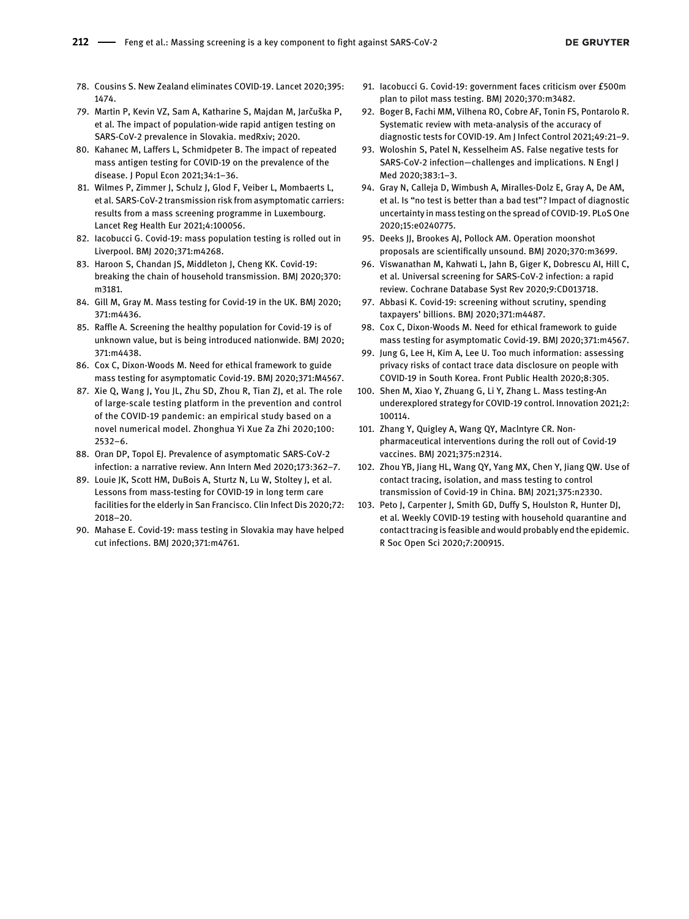78. Cousins S. New Zealand eliminates COVID-19. Lancet 2020;395: 1474.
79. Martin P, Kevin VZ, Sam A, Katharine S, Majdan M, Jarčuška P, et al. The impact of population-wide rapid antigen testing on SARS-CoV-2 prevalence in Slovakia. medRxiv; 2020.
80. Kahanec M, Laffers L, Schmidpeter B. The impact of repeated mass antigen testing for COVID-19 on the prevalence of the disease. J Popul Econ 2021;34:1–36.
81. Wilmes P, Zimmer J, Schulz J, Glod F, Veiber L, Mombaerts L, et al. SARS-CoV-2 transmission risk from asymptomatic carriers: results from a mass screening programme in Luxembourg. Lancet Reg Health Eur 2021;4:100056.
82. Iacobucci G. Covid-19: mass population testing is rolled out in Liverpool. BMJ 2020;371:m4268.
83. Haroon S, Chandan JS, Middleton J, Cheng KK. Covid-19: breaking the chain of household transmission. BMJ 2020;370: m3181.
84. Gill M, Gray M. Mass testing for Covid-19 in the UK. BMJ 2020; 371:m4436.
85. Raffle A. Screening the healthy population for Covid-19 is of unknown value, but is being introduced nationwide. BMJ 2020; 371:m4438.
86. Cox C, Dixon-Woods M. Need for ethical framework to guide mass testing for asymptomatic Covid-19. BMJ 2020;371:M4567.
87. Xie Q, Wang J, You JL, Zhu SD, Zhou R, Tian ZJ, et al. The role of large-scale testing platform in the prevention and control of the COVID-19 pandemic: an empirical study based on a novel numerical model. Zhonghua Yi Xue Za Zhi 2020;100: 2532–6.
88. Oran DP, Topol EJ. Prevalence of asymptomatic SARS-CoV-2 infection: a narrative review. Ann Intern Med 2020;173:362–7.
89. Louie JK, Scott HM, DuBois A, Sturtz N, Lu W, Stoltey J, et al. Lessons from mass-testing for COVID-19 in long term care facilities for the elderly in San Francisco. Clin Infect Dis 2020;72: 2018–20.
90. Mahase E. Covid-19: mass testing in Slovakia may have helped cut infections. BMJ 2020;371:m4761.
91. Iacobucci G. Covid-19: government faces criticism over £500m plan to pilot mass testing. BMJ 2020;370:m3482.
92. Boger B, Fachi MM, Vilhena RO, Cobre AF, Tonin FS, Pontarolo R. Systematic review with meta-analysis of the accuracy of diagnostic tests for COVID-19. Am J Infect Control 2021;49:21–9.
93. Woloshin S, Patel N, Kesselheim AS. False negative tests for SARS-CoV-2 infection—challenges and implications. N Engl J Med 2020;383:1–3.
94. Gray N, Calleja D, Wimbush A, Miralles-Dolz E, Gray A, De AM, et al. Is "no test is better than a bad test"? Impact of diagnostic uncertainty in mass testing on the spread of COVID-19. PLoS One 2020;15:e0240775.
95. Deeks JJ, Brookes AJ, Pollock AM. Operation moonshot proposals are scientifically unsound. BMJ 2020;370:m3699.
96. Viswanathan M, Kahwati L, Jahn B, Giger K, Dobrescu AI, Hill C, et al. Universal screening for SARS-CoV-2 infection: a rapid review. Cochrane Database Syst Rev 2020;9:CD013718.
97. Abbasi K. Covid-19: screening without scrutiny, spending taxpayers' billions. BMJ 2020;371:m4487.
98. Cox C, Dixon-Woods M. Need for ethical framework to guide mass testing for asymptomatic Covid-19. BMJ 2020;371:m4567.
99. Jung G, Lee H, Kim A, Lee U. Too much information: assessing privacy risks of contact trace data disclosure on people with COVID-19 in South Korea. Front Public Health 2020;8:305.
100. Shen M, Xiao Y, Zhuang G, Li Y, Zhang L. Mass testing-An underexplored strategy for COVID-19 control. Innovation 2021;2: 100114.
101. Zhang Y, Quigley A, Wang QY, MacIntyre CR. Non-pharmaceutical interventions during the roll out of Covid-19 vaccines. BMJ 2021;375:n2314.
102. Zhou YB, Jiang HL, Wang QY, Yang MX, Chen Y, Jiang QW. Use of contact tracing, isolation, and mass testing to control transmission of Covid-19 in China. BMJ 2021;375:n2330.
103. Peto J, Carpenter J, Smith GD, Duffy S, Houlston R, Hunter DJ, et al. Weekly COVID-19 testing with household quarantine and contact tracing is feasible and would probably end the epidemic. R Soc Open Sci 2020;7:200915.